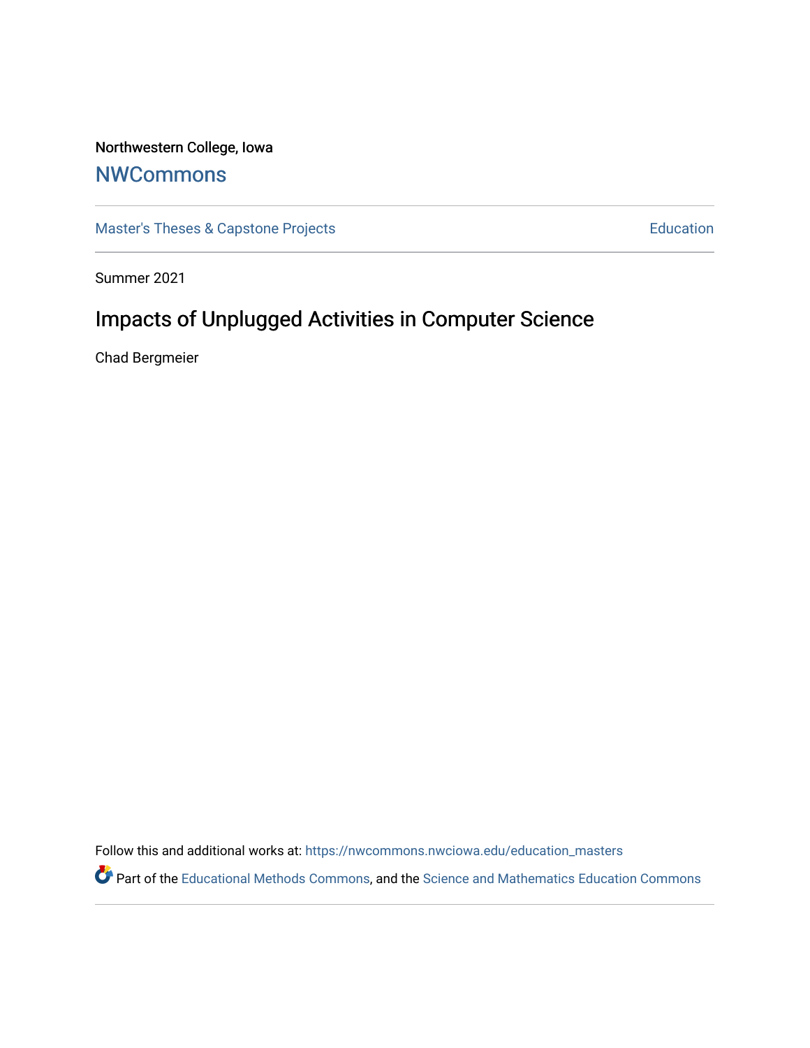Northwestern College, Iowa

## NWCommons

Master's Theses & Capstone Projects | Education

Summer 2021

# Impacts of Unplugged Activities in Computer Science

Chad Bergmeier

Follow this and additional works at: https://nwcommons.nwciowa.edu/education_masters

Part of the Educational Methods Commons, and the Science and Mathematics Education Commons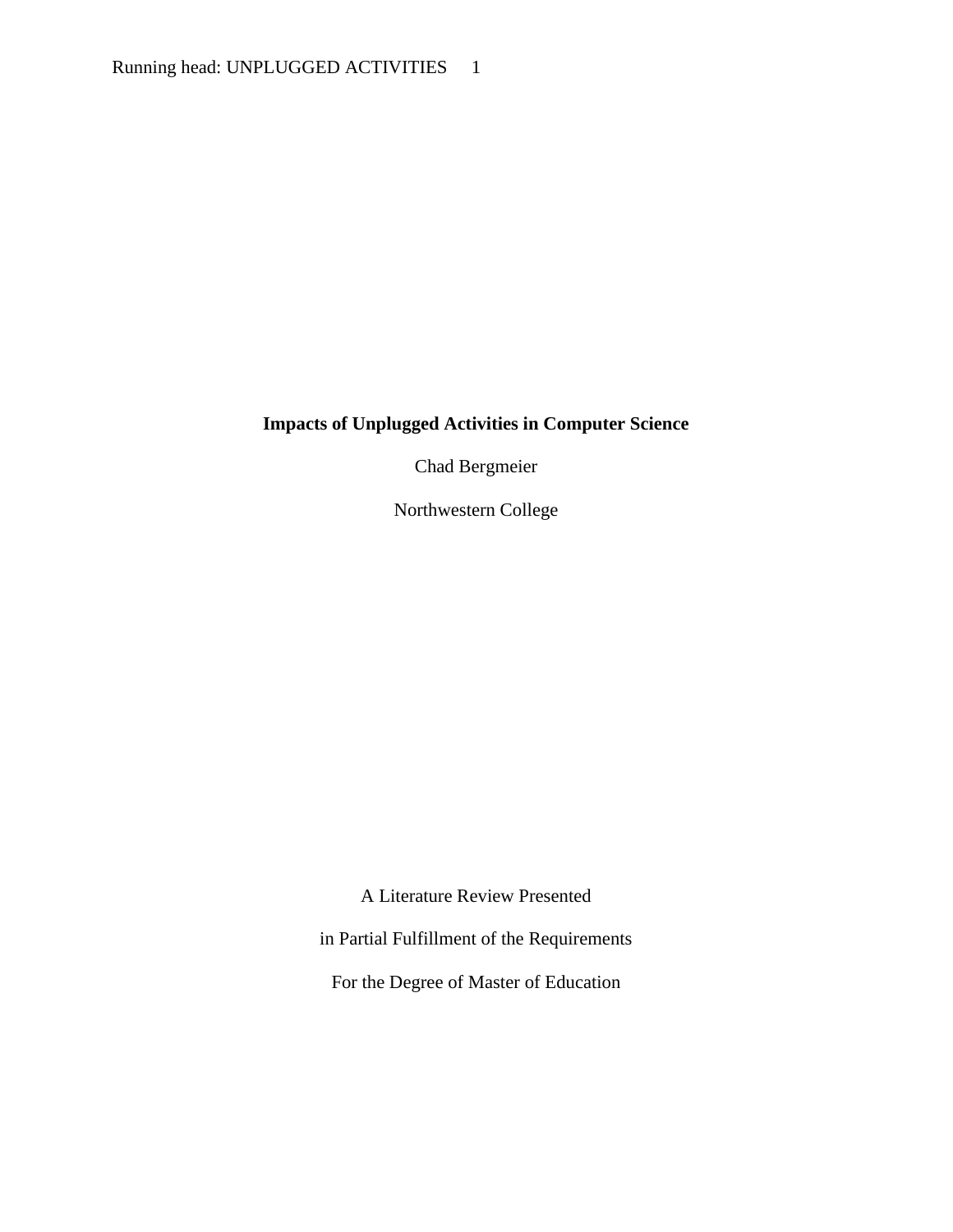**Impacts of Unplugged Activities in Computer Science**

Chad Bergmeier

Northwestern College

A Literature Review Presented

in Partial Fulfillment of the Requirements

For the Degree of Master of Education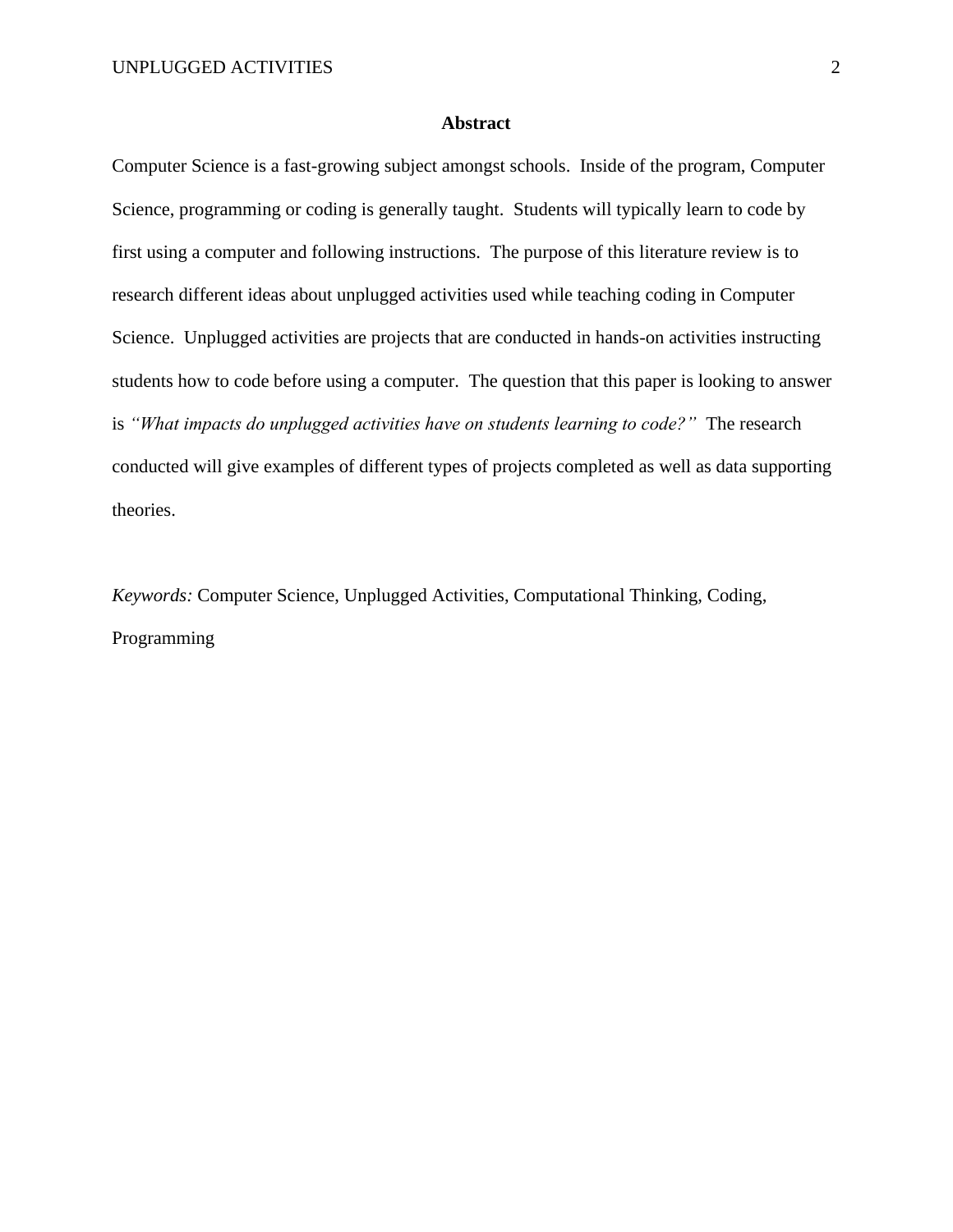# Abstract

Computer Science is a fast-growing subject amongst schools. Inside of the program, Computer Science, programming or coding is generally taught. Students will typically learn to code by first using a computer and following instructions. The purpose of this literature review is to research different ideas about unplugged activities used while teaching coding in Computer Science. Unplugged activities are projects that are conducted in hands-on activities instructing students how to code before using a computer. The question that this paper is looking to answer is *"What impacts do unplugged activities have on students learning to code?"* The research conducted will give examples of different types of projects completed as well as data supporting theories.

*Keywords:* Computer Science, Unplugged Activities, Computational Thinking, Coding, Programming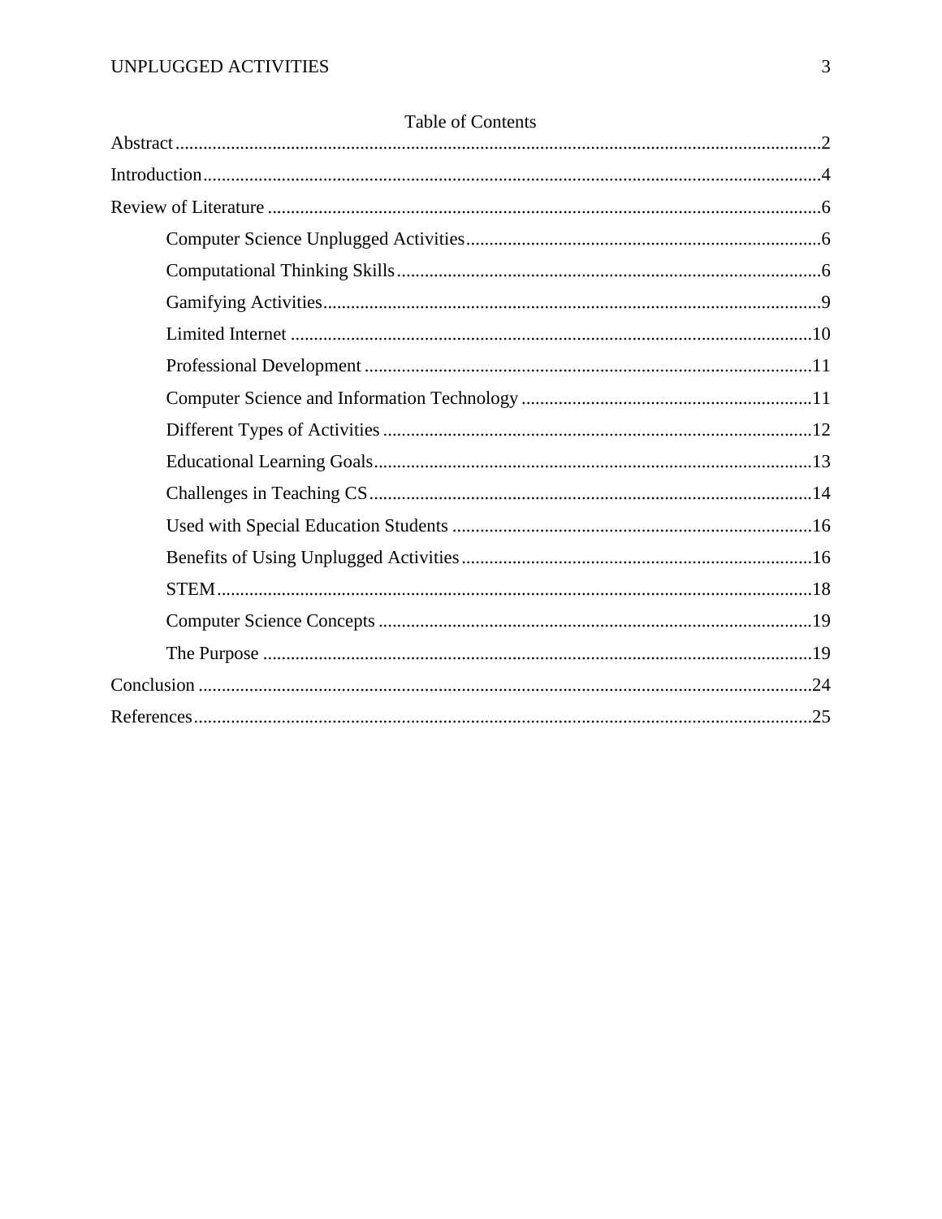# Table of Contents

Abstract ....................................................................................................................... 2

Introduction ................................................................................................................... 4

Review of Literature ...................................................................................................... 6

- Computer Science Unplugged Activities ......................................................................... 6
- Computational Thinking Skills ....................................................................................... 6
- Gamifying Activities ...................................................................................................... 9
- Limited Internet ........................................................................................................... 10
- Professional Development ............................................................................................ 11
- Computer Science and Information Technology ............................................................. 11
- Different Types of Activities .......................................................................................... 12
- Educational Learning Goals .......................................................................................... 13
- Challenges in Teaching CS ........................................................................................... 14
- Used with Special Education Students ........................................................................... 16
- Benefits of Using Unplugged Activities .......................................................................... 16
- STEM ........................................................................................................................... 18
- Computer Science Concepts .......................................................................................... 19
- The Purpose .................................................................................................................. 19

Conclusion ................................................................................................................... 24

References ................................................................................................................... 25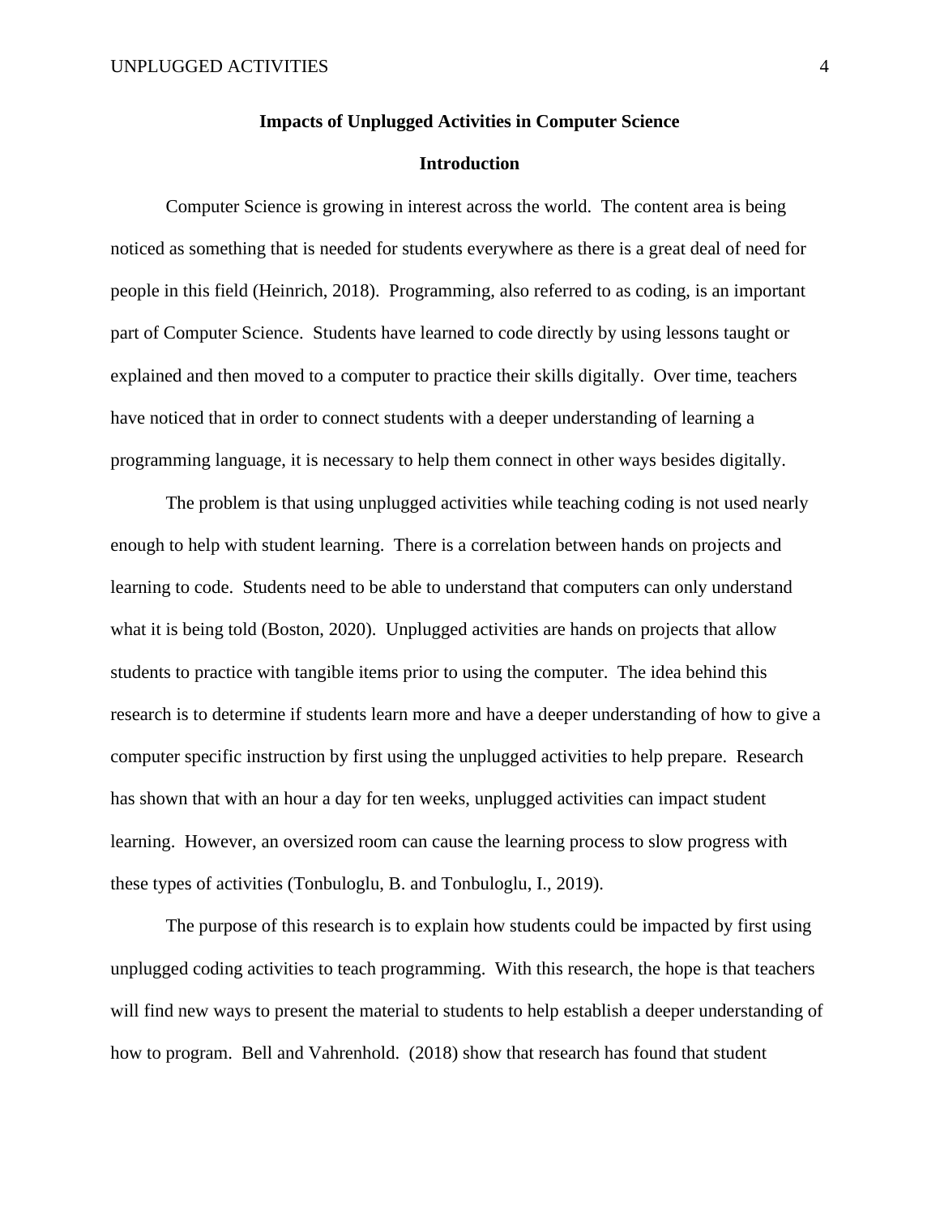## Impacts of Unplugged Activities in Computer Science

### Introduction

Computer Science is growing in interest across the world. The content area is being noticed as something that is needed for students everywhere as there is a great deal of need for people in this field (Heinrich, 2018). Programming, also referred to as coding, is an important part of Computer Science. Students have learned to code directly by using lessons taught or explained and then moved to a computer to practice their skills digitally. Over time, teachers have noticed that in order to connect students with a deeper understanding of learning a programming language, it is necessary to help them connect in other ways besides digitally.

The problem is that using unplugged activities while teaching coding is not used nearly enough to help with student learning. There is a correlation between hands on projects and learning to code. Students need to be able to understand that computers can only understand what it is being told (Boston, 2020). Unplugged activities are hands on projects that allow students to practice with tangible items prior to using the computer. The idea behind this research is to determine if students learn more and have a deeper understanding of how to give a computer specific instruction by first using the unplugged activities to help prepare. Research has shown that with an hour a day for ten weeks, unplugged activities can impact student learning. However, an oversized room can cause the learning process to slow progress with these types of activities (Tonbuloglu, B. and Tonbuloglu, I., 2019).

The purpose of this research is to explain how students could be impacted by first using unplugged coding activities to teach programming. With this research, the hope is that teachers will find new ways to present the material to students to help establish a deeper understanding of how to program. Bell and Vahrenhold. (2018) show that research has found that student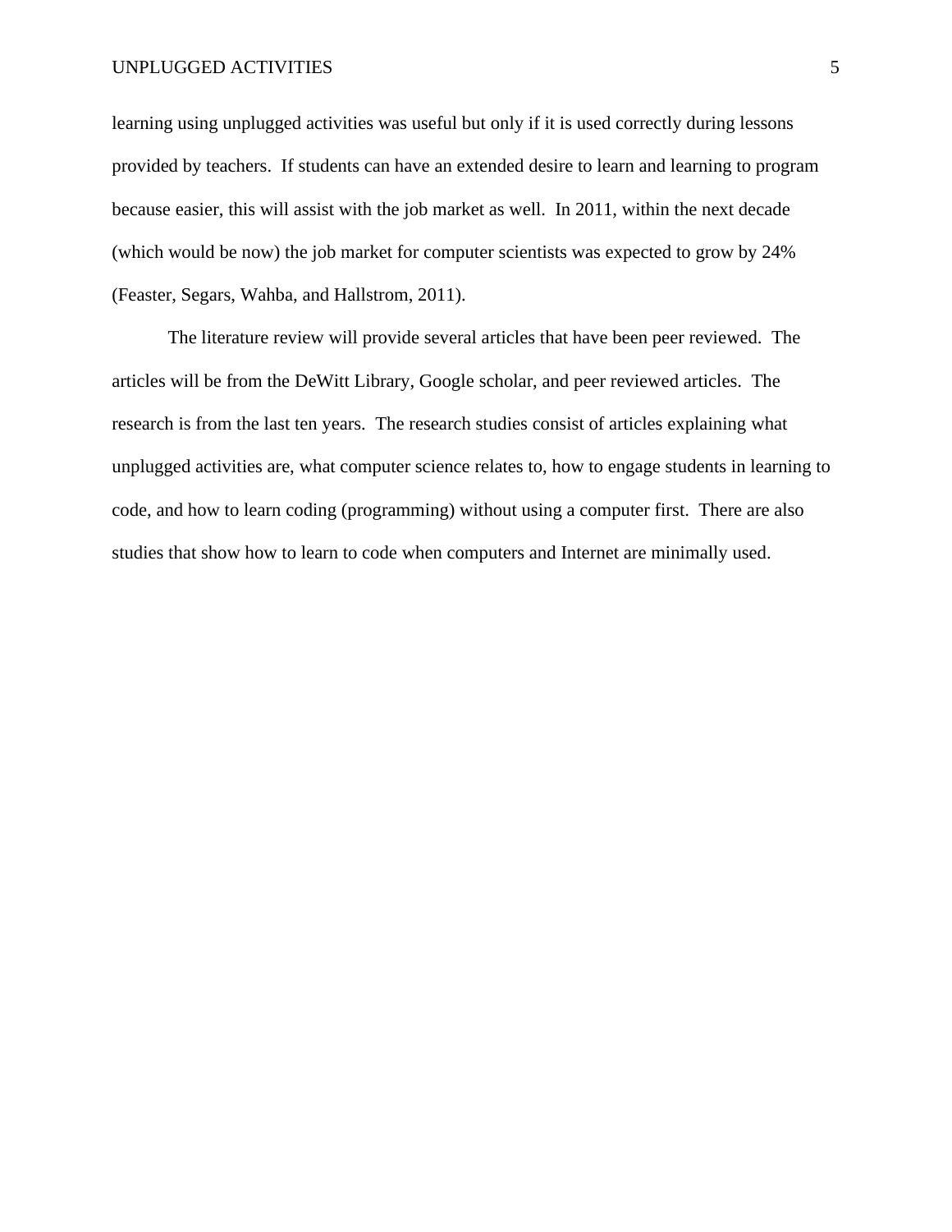learning using unplugged activities was useful but only if it is used correctly during lessons provided by teachers. If students can have an extended desire to learn and learning to program because easier, this will assist with the job market as well. In 2011, within the next decade (which would be now) the job market for computer scientists was expected to grow by 24% (Feaster, Segars, Wahba, and Hallstrom, 2011).

The literature review will provide several articles that have been peer reviewed. The articles will be from the DeWitt Library, Google scholar, and peer reviewed articles. The research is from the last ten years. The research studies consist of articles explaining what unplugged activities are, what computer science relates to, how to engage students in learning to code, and how to learn coding (programming) without using a computer first. There are also studies that show how to learn to code when computers and Internet are minimally used.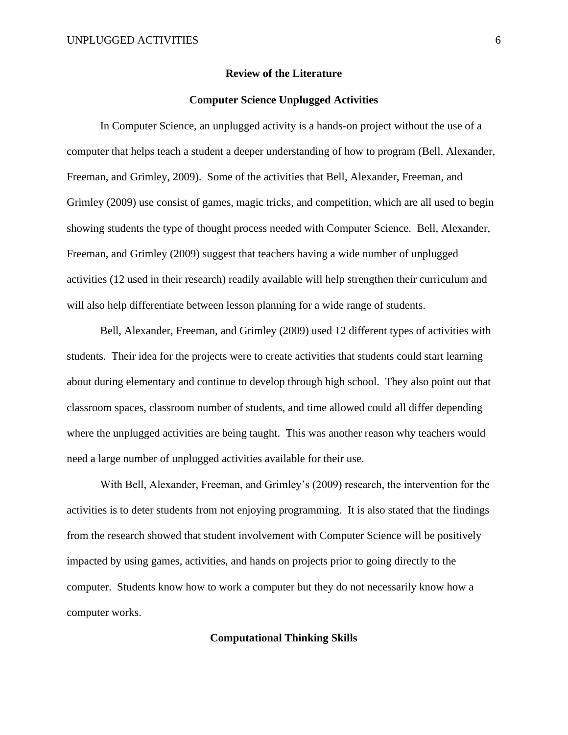## Review of the Literature

### Computer Science Unplugged Activities

In Computer Science, an unplugged activity is a hands-on project without the use of a computer that helps teach a student a deeper understanding of how to program (Bell, Alexander, Freeman, and Grimley, 2009). Some of the activities that Bell, Alexander, Freeman, and Grimley (2009) use consist of games, magic tricks, and competition, which are all used to begin showing students the type of thought process needed with Computer Science. Bell, Alexander, Freeman, and Grimley (2009) suggest that teachers having a wide number of unplugged activities (12 used in their research) readily available will help strengthen their curriculum and will also help differentiate between lesson planning for a wide range of students.

Bell, Alexander, Freeman, and Grimley (2009) used 12 different types of activities with students. Their idea for the projects were to create activities that students could start learning about during elementary and continue to develop through high school. They also point out that classroom spaces, classroom number of students, and time allowed could all differ depending where the unplugged activities are being taught. This was another reason why teachers would need a large number of unplugged activities available for their use.

With Bell, Alexander, Freeman, and Grimley's (2009) research, the intervention for the activities is to deter students from not enjoying programming. It is also stated that the findings from the research showed that student involvement with Computer Science will be positively impacted by using games, activities, and hands on projects prior to going directly to the computer. Students know how to work a computer but they do not necessarily know how a computer works.

### Computational Thinking Skills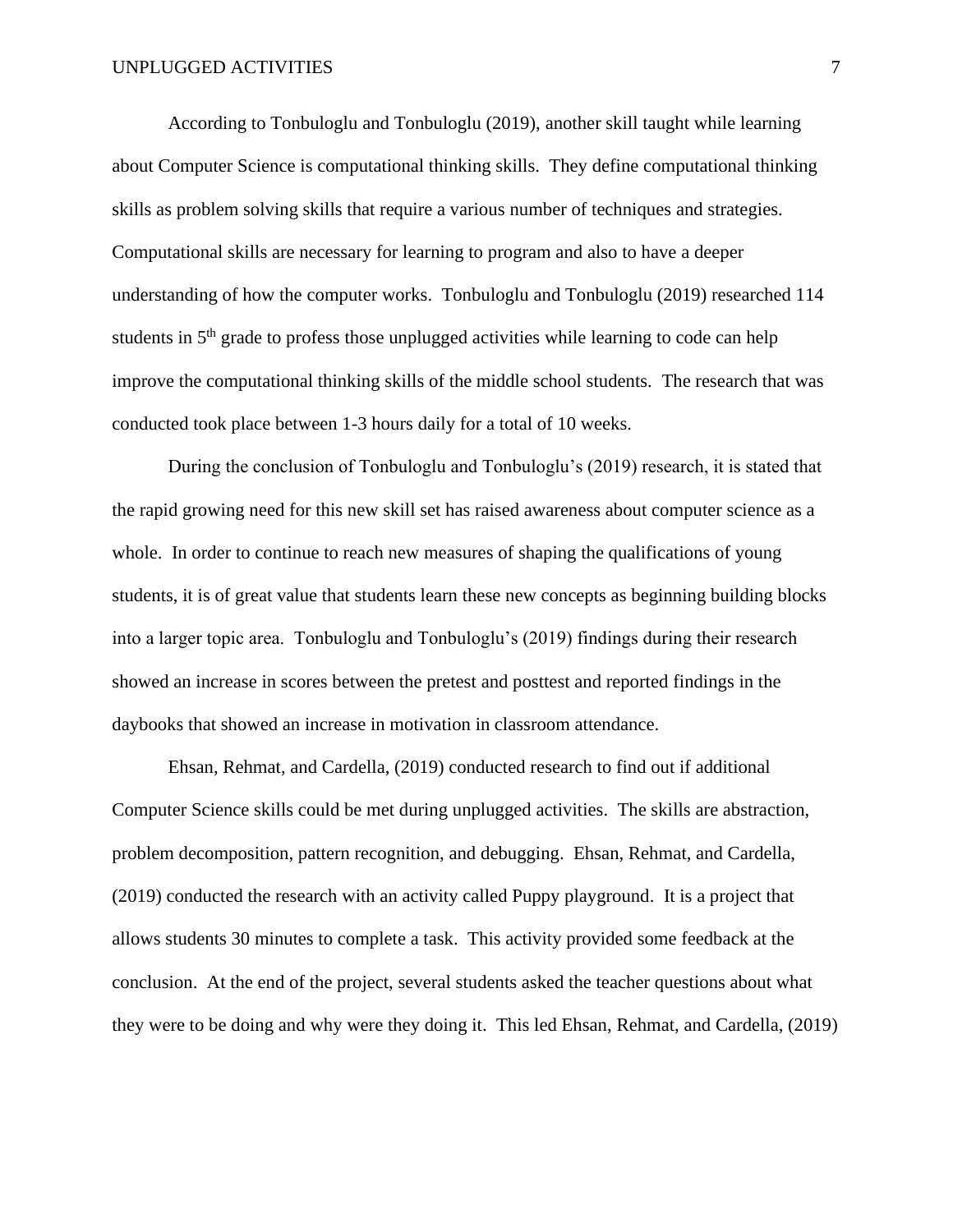According to Tonbuloglu and Tonbuloglu (2019), another skill taught while learning about Computer Science is computational thinking skills. They define computational thinking skills as problem solving skills that require a various number of techniques and strategies. Computational skills are necessary for learning to program and also to have a deeper understanding of how the computer works. Tonbuloglu and Tonbuloglu (2019) researched 114 students in 5th grade to profess those unplugged activities while learning to code can help improve the computational thinking skills of the middle school students. The research that was conducted took place between 1-3 hours daily for a total of 10 weeks.

During the conclusion of Tonbuloglu and Tonbuloglu's (2019) research, it is stated that the rapid growing need for this new skill set has raised awareness about computer science as a whole. In order to continue to reach new measures of shaping the qualifications of young students, it is of great value that students learn these new concepts as beginning building blocks into a larger topic area. Tonbuloglu and Tonbuloglu's (2019) findings during their research showed an increase in scores between the pretest and posttest and reported findings in the daybooks that showed an increase in motivation in classroom attendance.

Ehsan, Rehmat, and Cardella, (2019) conducted research to find out if additional Computer Science skills could be met during unplugged activities. The skills are abstraction, problem decomposition, pattern recognition, and debugging. Ehsan, Rehmat, and Cardella, (2019) conducted the research with an activity called Puppy playground. It is a project that allows students 30 minutes to complete a task. This activity provided some feedback at the conclusion. At the end of the project, several students asked the teacher questions about what they were to be doing and why were they doing it. This led Ehsan, Rehmat, and Cardella, (2019)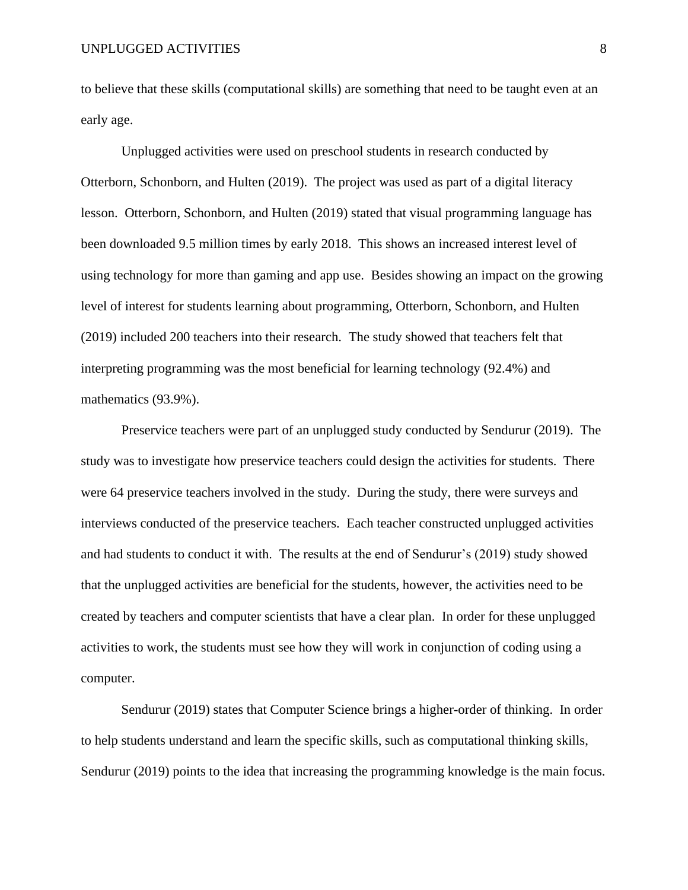to believe that these skills (computational skills) are something that need to be taught even at an early age.

Unplugged activities were used on preschool students in research conducted by Otterborn, Schonborn, and Hulten (2019). The project was used as part of a digital literacy lesson. Otterborn, Schonborn, and Hulten (2019) stated that visual programming language has been downloaded 9.5 million times by early 2018. This shows an increased interest level of using technology for more than gaming and app use. Besides showing an impact on the growing level of interest for students learning about programming, Otterborn, Schonborn, and Hulten (2019) included 200 teachers into their research. The study showed that teachers felt that interpreting programming was the most beneficial for learning technology (92.4%) and mathematics (93.9%).

Preservice teachers were part of an unplugged study conducted by Sendurur (2019). The study was to investigate how preservice teachers could design the activities for students. There were 64 preservice teachers involved in the study. During the study, there were surveys and interviews conducted of the preservice teachers. Each teacher constructed unplugged activities and had students to conduct it with. The results at the end of Sendurur's (2019) study showed that the unplugged activities are beneficial for the students, however, the activities need to be created by teachers and computer scientists that have a clear plan. In order for these unplugged activities to work, the students must see how they will work in conjunction of coding using a computer.

Sendurur (2019) states that Computer Science brings a higher-order of thinking. In order to help students understand and learn the specific skills, such as computational thinking skills, Sendurur (2019) points to the idea that increasing the programming knowledge is the main focus.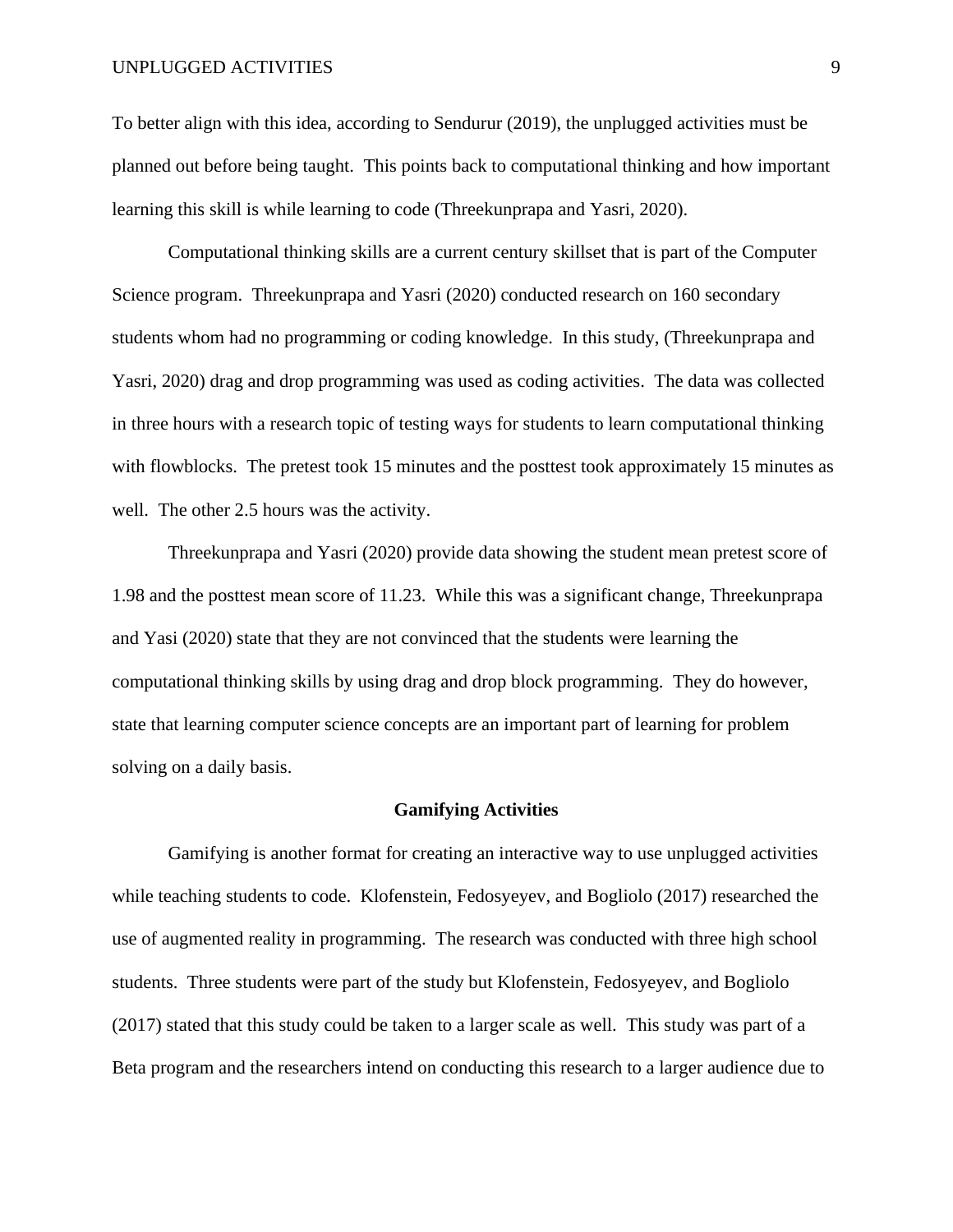To better align with this idea, according to Sendurur (2019), the unplugged activities must be planned out before being taught. This points back to computational thinking and how important learning this skill is while learning to code (Threekunprapa and Yasri, 2020).

Computational thinking skills are a current century skillset that is part of the Computer Science program. Threekunprapa and Yasri (2020) conducted research on 160 secondary students whom had no programming or coding knowledge. In this study, (Threekunprapa and Yasri, 2020) drag and drop programming was used as coding activities. The data was collected in three hours with a research topic of testing ways for students to learn computational thinking with flowblocks. The pretest took 15 minutes and the posttest took approximately 15 minutes as well. The other 2.5 hours was the activity.

Threekunprapa and Yasri (2020) provide data showing the student mean pretest score of 1.98 and the posttest mean score of 11.23. While this was a significant change, Threekunprapa and Yasi (2020) state that they are not convinced that the students were learning the computational thinking skills by using drag and drop block programming. They do however, state that learning computer science concepts are an important part of learning for problem solving on a daily basis.

## Gamifying Activities

Gamifying is another format for creating an interactive way to use unplugged activities while teaching students to code. Klofenstein, Fedosyeyev, and Bogliolo (2017) researched the use of augmented reality in programming. The research was conducted with three high school students. Three students were part of the study but Klofenstein, Fedosyeyev, and Bogliolo (2017) stated that this study could be taken to a larger scale as well. This study was part of a Beta program and the researchers intend on conducting this research to a larger audience due to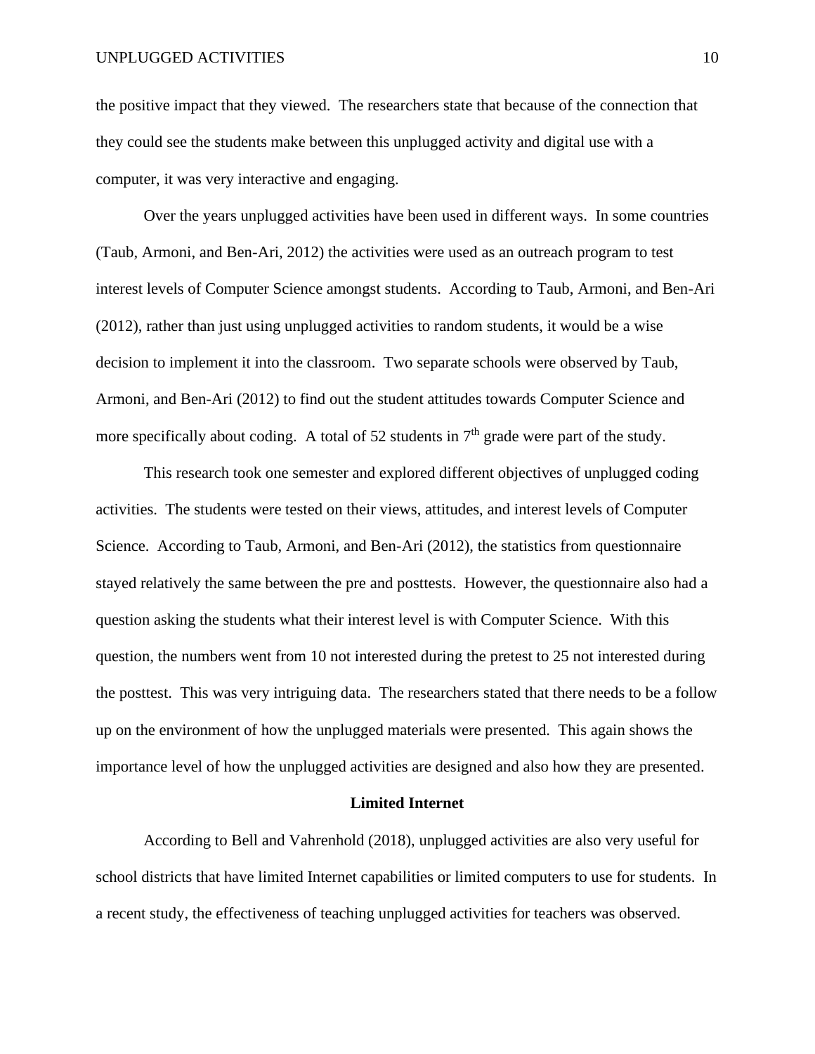the positive impact that they viewed. The researchers state that because of the connection that they could see the students make between this unplugged activity and digital use with a computer, it was very interactive and engaging.

Over the years unplugged activities have been used in different ways. In some countries (Taub, Armoni, and Ben-Ari, 2012) the activities were used as an outreach program to test interest levels of Computer Science amongst students. According to Taub, Armoni, and Ben-Ari (2012), rather than just using unplugged activities to random students, it would be a wise decision to implement it into the classroom. Two separate schools were observed by Taub, Armoni, and Ben-Ari (2012) to find out the student attitudes towards Computer Science and more specifically about coding. A total of 52 students in 7th grade were part of the study.

This research took one semester and explored different objectives of unplugged coding activities. The students were tested on their views, attitudes, and interest levels of Computer Science. According to Taub, Armoni, and Ben-Ari (2012), the statistics from questionnaire stayed relatively the same between the pre and posttests. However, the questionnaire also had a question asking the students what their interest level is with Computer Science. With this question, the numbers went from 10 not interested during the pretest to 25 not interested during the posttest. This was very intriguing data. The researchers stated that there needs to be a follow up on the environment of how the unplugged materials were presented. This again shows the importance level of how the unplugged activities are designed and also how they are presented.

## Limited Internet

According to Bell and Vahrenhold (2018), unplugged activities are also very useful for school districts that have limited Internet capabilities or limited computers to use for students. In a recent study, the effectiveness of teaching unplugged activities for teachers was observed.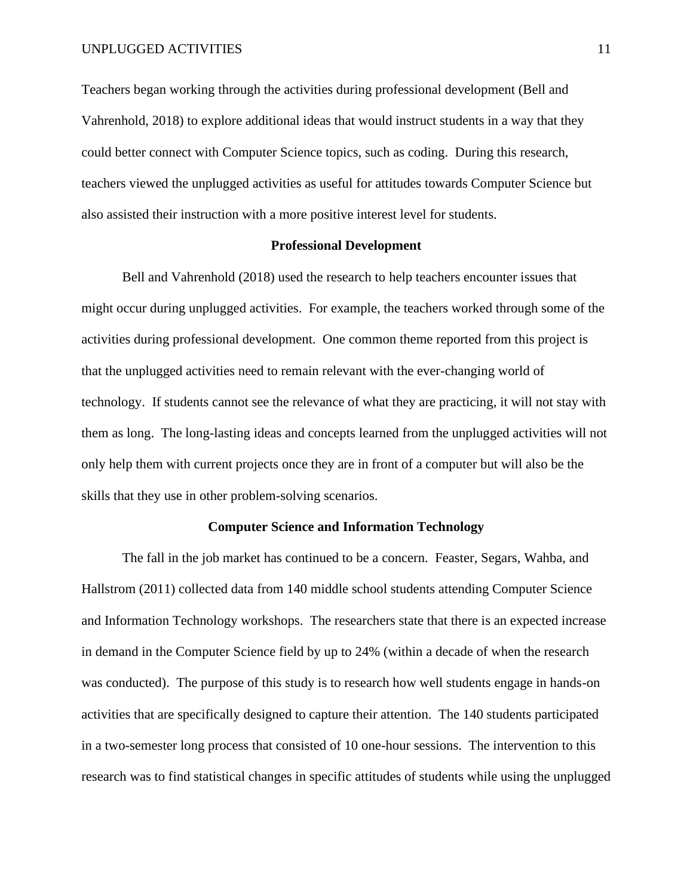Teachers began working through the activities during professional development (Bell and Vahrenhold, 2018) to explore additional ideas that would instruct students in a way that they could better connect with Computer Science topics, such as coding.  During this research, teachers viewed the unplugged activities as useful for attitudes towards Computer Science but also assisted their instruction with a more positive interest level for students.

## Professional Development

Bell and Vahrenhold (2018) used the research to help teachers encounter issues that might occur during unplugged activities.  For example, the teachers worked through some of the activities during professional development.  One common theme reported from this project is that the unplugged activities need to remain relevant with the ever-changing world of technology.  If students cannot see the relevance of what they are practicing, it will not stay with them as long.  The long-lasting ideas and concepts learned from the unplugged activities will not only help them with current projects once they are in front of a computer but will also be the skills that they use in other problem-solving scenarios.

## Computer Science and Information Technology

The fall in the job market has continued to be a concern.  Feaster, Segars, Wahba, and Hallstrom (2011) collected data from 140 middle school students attending Computer Science and Information Technology workshops.  The researchers state that there is an expected increase in demand in the Computer Science field by up to 24% (within a decade of when the research was conducted).  The purpose of this study is to research how well students engage in hands-on activities that are specifically designed to capture their attention.  The 140 students participated in a two-semester long process that consisted of 10 one-hour sessions.  The intervention to this research was to find statistical changes in specific attitudes of students while using the unplugged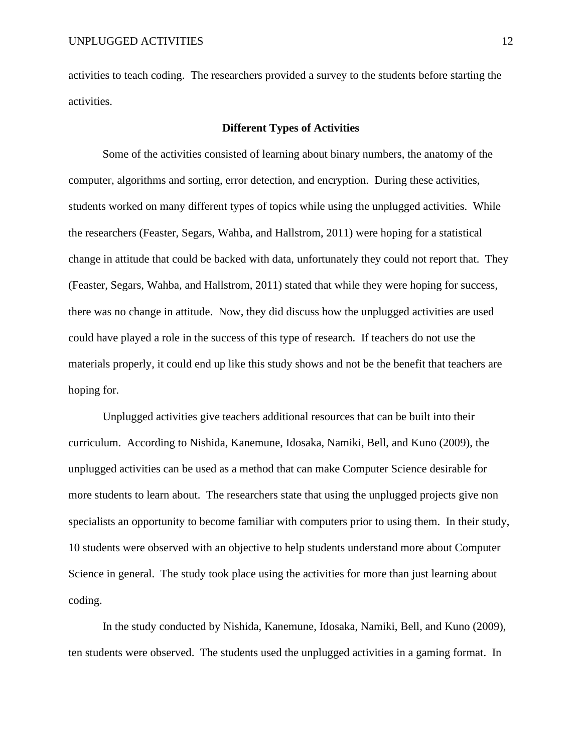activities to teach coding. The researchers provided a survey to the students before starting the activities.

## Different Types of Activities

Some of the activities consisted of learning about binary numbers, the anatomy of the computer, algorithms and sorting, error detection, and encryption. During these activities, students worked on many different types of topics while using the unplugged activities. While the researchers (Feaster, Segars, Wahba, and Hallstrom, 2011) were hoping for a statistical change in attitude that could be backed with data, unfortunately they could not report that. They (Feaster, Segars, Wahba, and Hallstrom, 2011) stated that while they were hoping for success, there was no change in attitude. Now, they did discuss how the unplugged activities are used could have played a role in the success of this type of research. If teachers do not use the materials properly, it could end up like this study shows and not be the benefit that teachers are hoping for.

Unplugged activities give teachers additional resources that can be built into their curriculum. According to Nishida, Kanemune, Idosaka, Namiki, Bell, and Kuno (2009), the unplugged activities can be used as a method that can make Computer Science desirable for more students to learn about. The researchers state that using the unplugged projects give non specialists an opportunity to become familiar with computers prior to using them. In their study, 10 students were observed with an objective to help students understand more about Computer Science in general. The study took place using the activities for more than just learning about coding.

In the study conducted by Nishida, Kanemune, Idosaka, Namiki, Bell, and Kuno (2009), ten students were observed. The students used the unplugged activities in a gaming format. In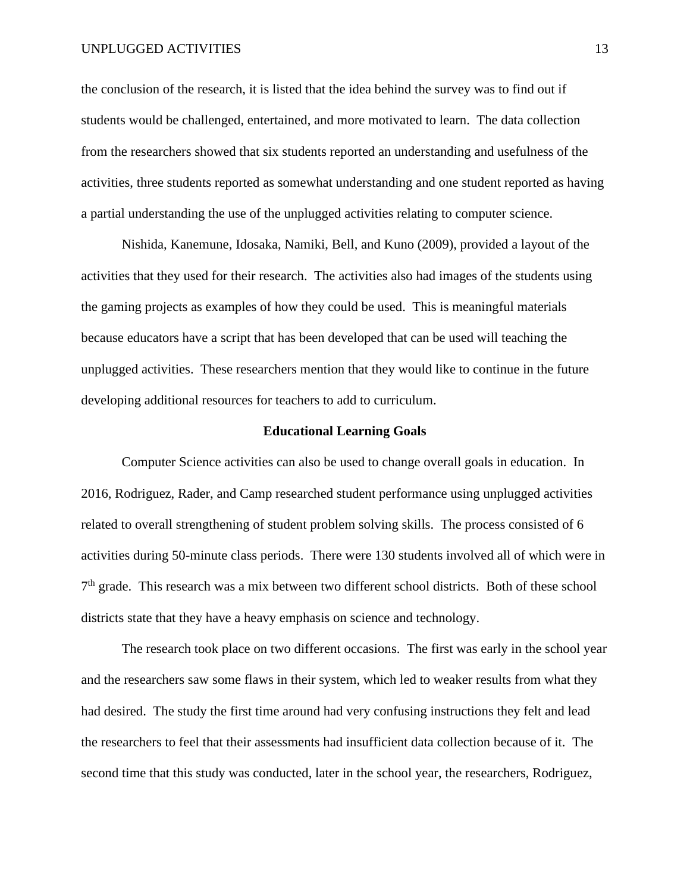the conclusion of the research, it is listed that the idea behind the survey was to find out if students would be challenged, entertained, and more motivated to learn. The data collection from the researchers showed that six students reported an understanding and usefulness of the activities, three students reported as somewhat understanding and one student reported as having a partial understanding the use of the unplugged activities relating to computer science.

Nishida, Kanemune, Idosaka, Namiki, Bell, and Kuno (2009), provided a layout of the activities that they used for their research. The activities also had images of the students using the gaming projects as examples of how they could be used. This is meaningful materials because educators have a script that has been developed that can be used will teaching the unplugged activities. These researchers mention that they would like to continue in the future developing additional resources for teachers to add to curriculum.

## Educational Learning Goals

Computer Science activities can also be used to change overall goals in education. In 2016, Rodriguez, Rader, and Camp researched student performance using unplugged activities related to overall strengthening of student problem solving skills. The process consisted of 6 activities during 50-minute class periods. There were 130 students involved all of which were in 7th grade. This research was a mix between two different school districts. Both of these school districts state that they have a heavy emphasis on science and technology.

The research took place on two different occasions. The first was early in the school year and the researchers saw some flaws in their system, which led to weaker results from what they had desired. The study the first time around had very confusing instructions they felt and lead the researchers to feel that their assessments had insufficient data collection because of it. The second time that this study was conducted, later in the school year, the researchers, Rodriguez,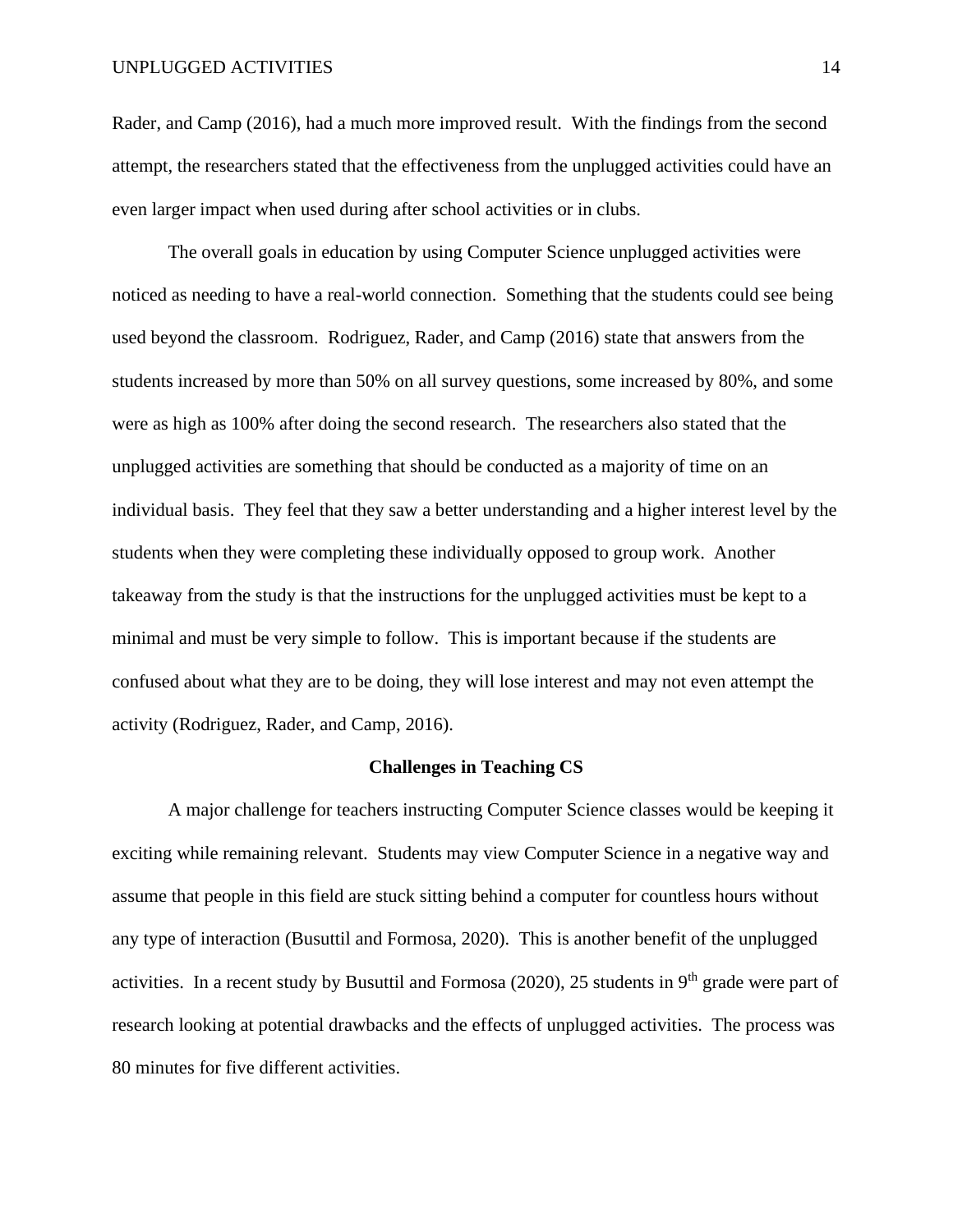Rader, and Camp (2016), had a much more improved result.  With the findings from the second attempt, the researchers stated that the effectiveness from the unplugged activities could have an even larger impact when used during after school activities or in clubs.

The overall goals in education by using Computer Science unplugged activities were noticed as needing to have a real-world connection.  Something that the students could see being used beyond the classroom.  Rodriguez, Rader, and Camp (2016) state that answers from the students increased by more than 50% on all survey questions, some increased by 80%, and some were as high as 100% after doing the second research.  The researchers also stated that the unplugged activities are something that should be conducted as a majority of time on an individual basis.  They feel that they saw a better understanding and a higher interest level by the students when they were completing these individually opposed to group work.  Another takeaway from the study is that the instructions for the unplugged activities must be kept to a minimal and must be very simple to follow.  This is important because if the students are confused about what they are to be doing, they will lose interest and may not even attempt the activity (Rodriguez, Rader, and Camp, 2016).

**Challenges in Teaching CS**

A major challenge for teachers instructing Computer Science classes would be keeping it exciting while remaining relevant.  Students may view Computer Science in a negative way and assume that people in this field are stuck sitting behind a computer for countless hours without any type of interaction (Busuttil and Formosa, 2020).  This is another benefit of the unplugged activities.  In a recent study by Busuttil and Formosa (2020), 25 students in 9th grade were part of research looking at potential drawbacks and the effects of unplugged activities.  The process was 80 minutes for five different activities.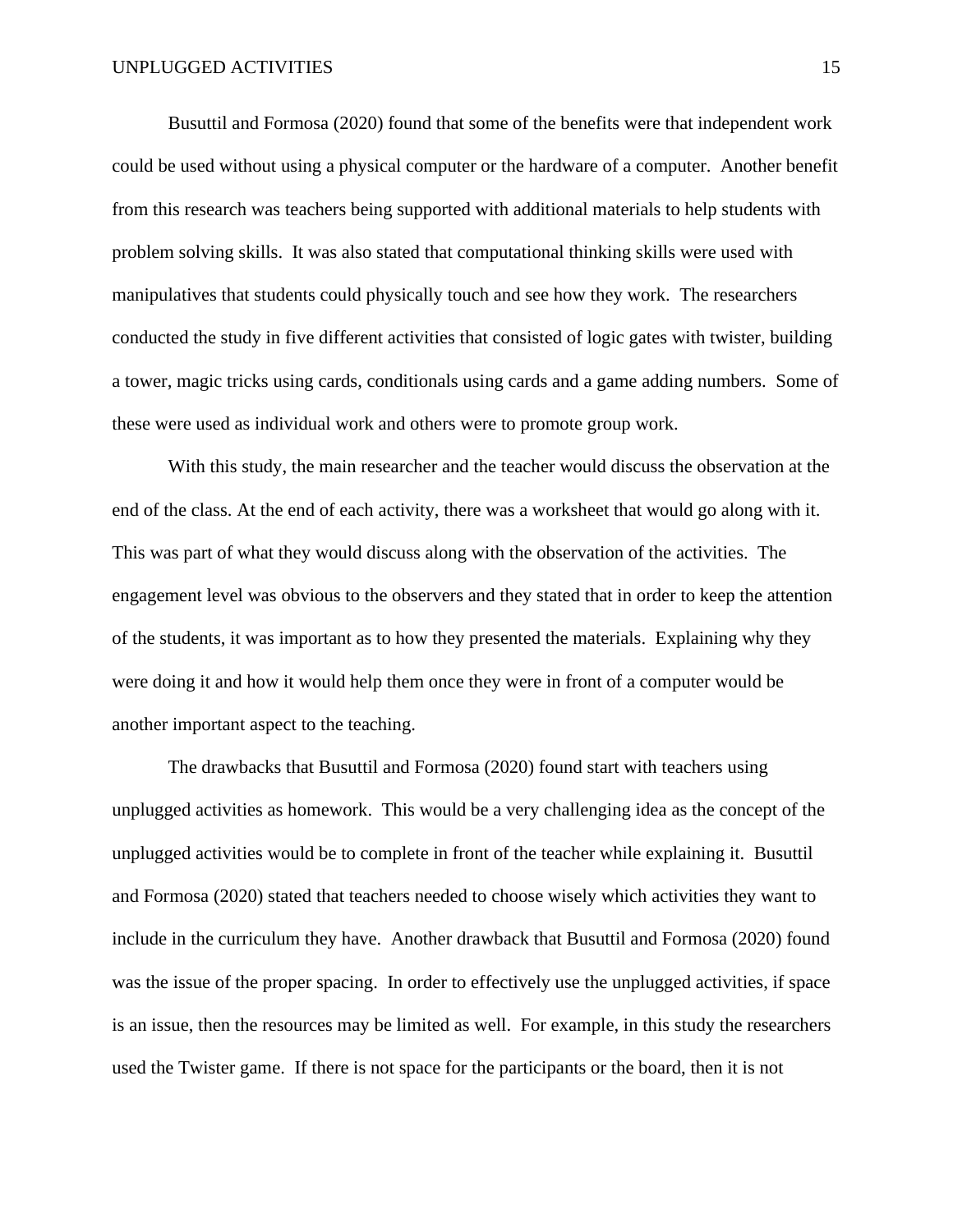Busuttil and Formosa (2020) found that some of the benefits were that independent work could be used without using a physical computer or the hardware of a computer. Another benefit from this research was teachers being supported with additional materials to help students with problem solving skills. It was also stated that computational thinking skills were used with manipulatives that students could physically touch and see how they work. The researchers conducted the study in five different activities that consisted of logic gates with twister, building a tower, magic tricks using cards, conditionals using cards and a game adding numbers. Some of these were used as individual work and others were to promote group work.

With this study, the main researcher and the teacher would discuss the observation at the end of the class. At the end of each activity, there was a worksheet that would go along with it. This was part of what they would discuss along with the observation of the activities. The engagement level was obvious to the observers and they stated that in order to keep the attention of the students, it was important as to how they presented the materials. Explaining why they were doing it and how it would help them once they were in front of a computer would be another important aspect to the teaching.

The drawbacks that Busuttil and Formosa (2020) found start with teachers using unplugged activities as homework. This would be a very challenging idea as the concept of the unplugged activities would be to complete in front of the teacher while explaining it. Busuttil and Formosa (2020) stated that teachers needed to choose wisely which activities they want to include in the curriculum they have. Another drawback that Busuttil and Formosa (2020) found was the issue of the proper spacing. In order to effectively use the unplugged activities, if space is an issue, then the resources may be limited as well. For example, in this study the researchers used the Twister game. If there is not space for the participants or the board, then it is not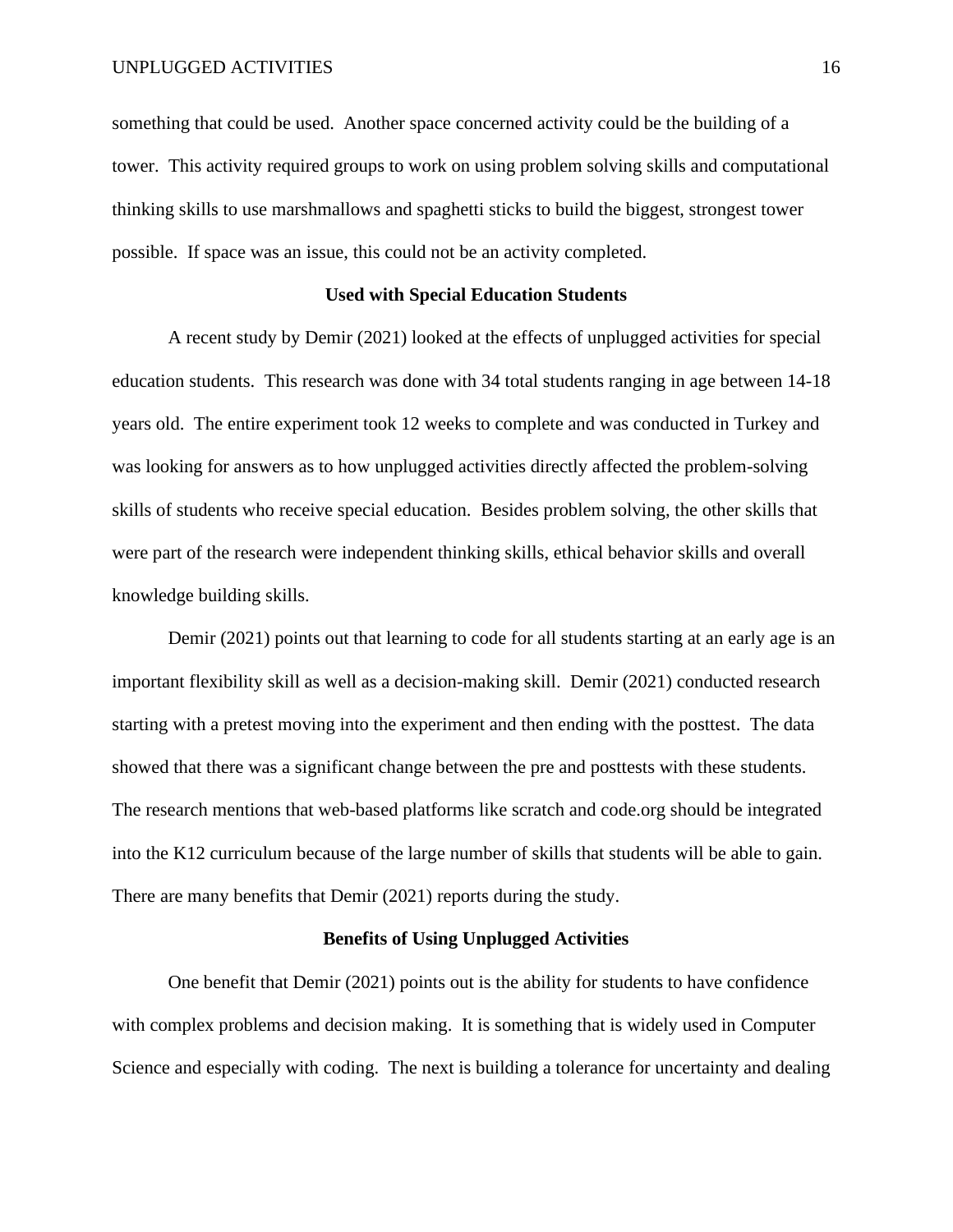something that could be used. Another space concerned activity could be the building of a tower. This activity required groups to work on using problem solving skills and computational thinking skills to use marshmallows and spaghetti sticks to build the biggest, strongest tower possible. If space was an issue, this could not be an activity completed.

## Used with Special Education Students

A recent study by Demir (2021) looked at the effects of unplugged activities for special education students. This research was done with 34 total students ranging in age between 14-18 years old. The entire experiment took 12 weeks to complete and was conducted in Turkey and was looking for answers as to how unplugged activities directly affected the problem-solving skills of students who receive special education. Besides problem solving, the other skills that were part of the research were independent thinking skills, ethical behavior skills and overall knowledge building skills.

Demir (2021) points out that learning to code for all students starting at an early age is an important flexibility skill as well as a decision-making skill. Demir (2021) conducted research starting with a pretest moving into the experiment and then ending with the posttest. The data showed that there was a significant change between the pre and posttests with these students. The research mentions that web-based platforms like scratch and code.org should be integrated into the K12 curriculum because of the large number of skills that students will be able to gain. There are many benefits that Demir (2021) reports during the study.

## Benefits of Using Unplugged Activities

One benefit that Demir (2021) points out is the ability for students to have confidence with complex problems and decision making. It is something that is widely used in Computer Science and especially with coding. The next is building a tolerance for uncertainty and dealing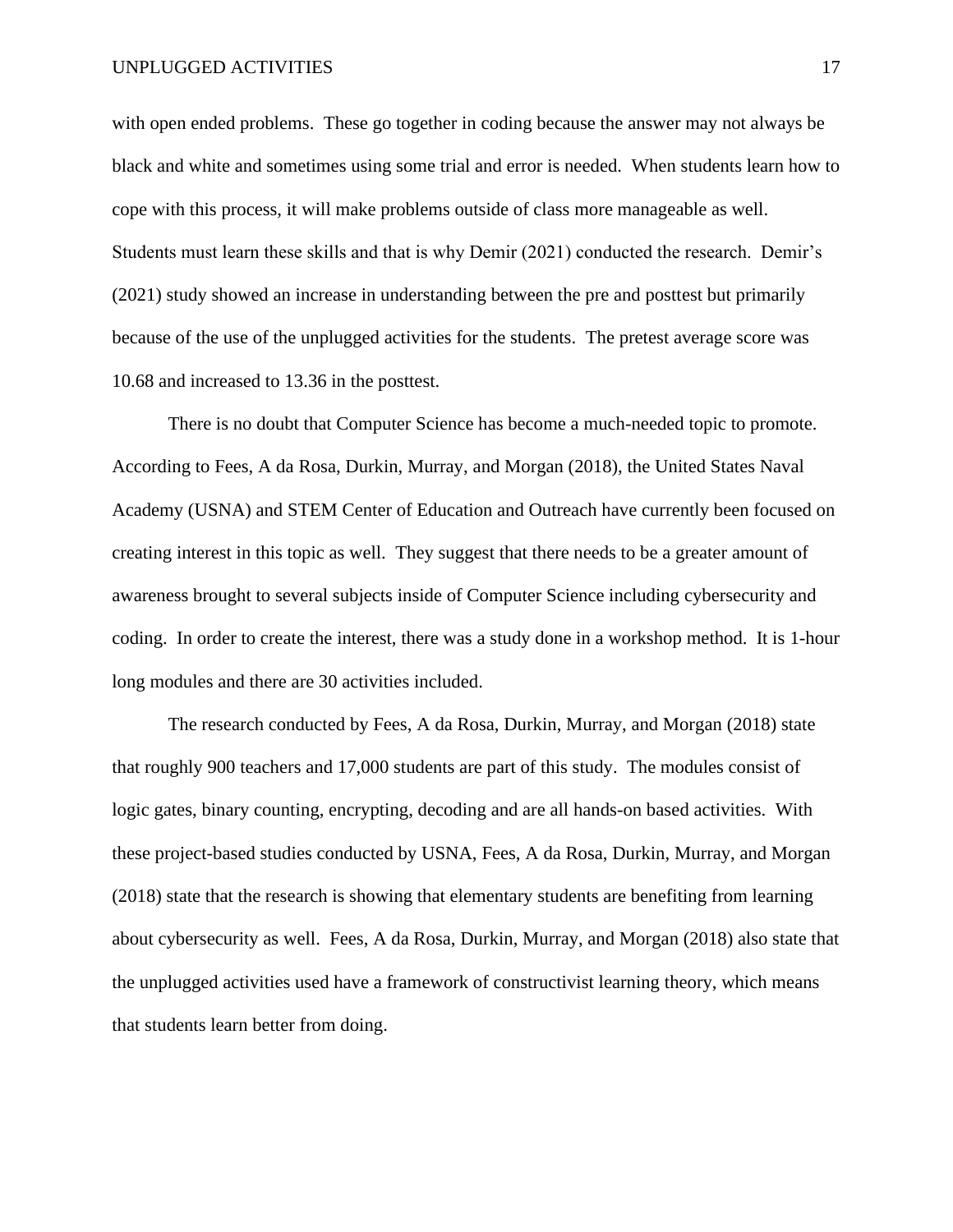with open ended problems. These go together in coding because the answer may not always be black and white and sometimes using some trial and error is needed. When students learn how to cope with this process, it will make problems outside of class more manageable as well. Students must learn these skills and that is why Demir (2021) conducted the research. Demir's (2021) study showed an increase in understanding between the pre and posttest but primarily because of the use of the unplugged activities for the students. The pretest average score was 10.68 and increased to 13.36 in the posttest.

There is no doubt that Computer Science has become a much-needed topic to promote. According to Fees, A da Rosa, Durkin, Murray, and Morgan (2018), the United States Naval Academy (USNA) and STEM Center of Education and Outreach have currently been focused on creating interest in this topic as well. They suggest that there needs to be a greater amount of awareness brought to several subjects inside of Computer Science including cybersecurity and coding. In order to create the interest, there was a study done in a workshop method. It is 1-hour long modules and there are 30 activities included.

The research conducted by Fees, A da Rosa, Durkin, Murray, and Morgan (2018) state that roughly 900 teachers and 17,000 students are part of this study. The modules consist of logic gates, binary counting, encrypting, decoding and are all hands-on based activities. With these project-based studies conducted by USNA, Fees, A da Rosa, Durkin, Murray, and Morgan (2018) state that the research is showing that elementary students are benefiting from learning about cybersecurity as well. Fees, A da Rosa, Durkin, Murray, and Morgan (2018) also state that the unplugged activities used have a framework of constructivist learning theory, which means that students learn better from doing.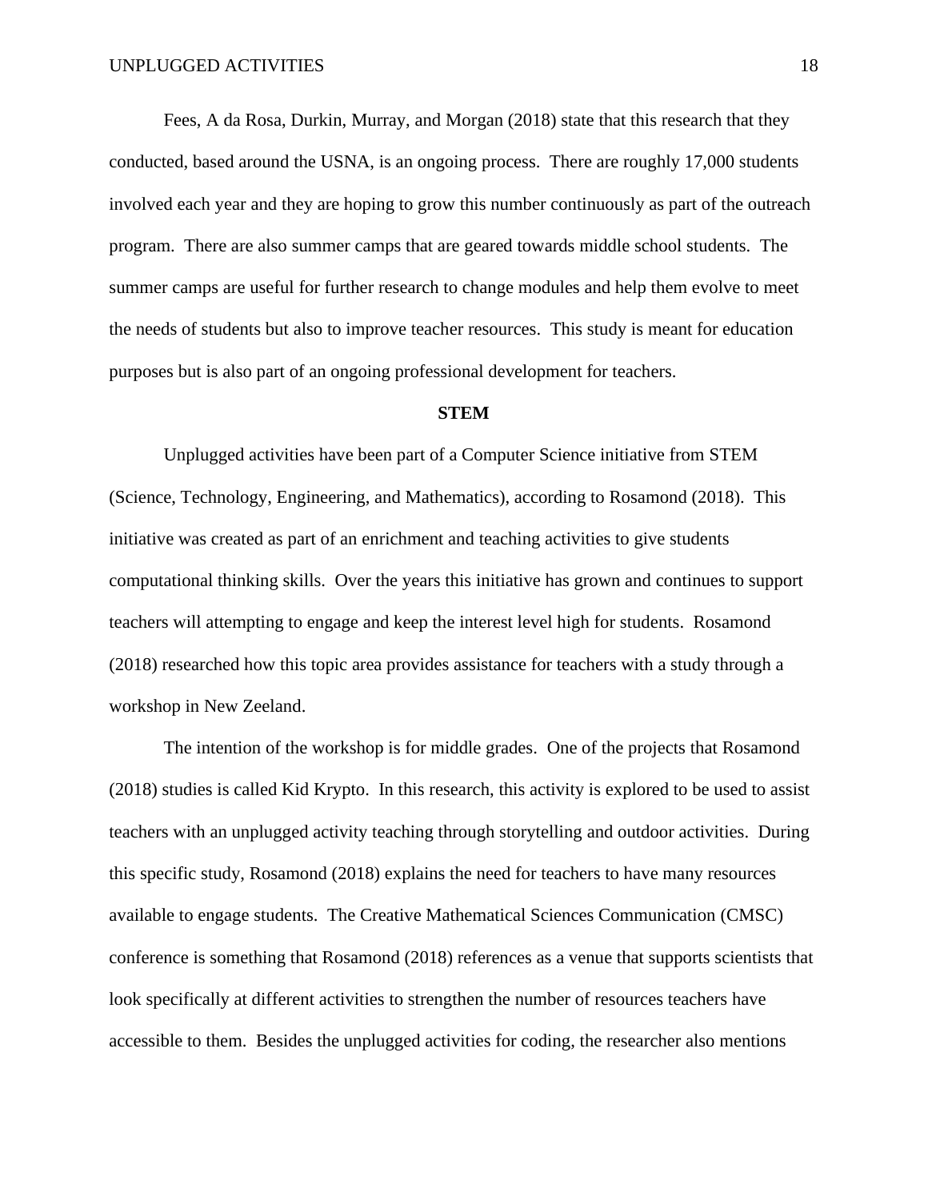Fees, A da Rosa, Durkin, Murray, and Morgan (2018) state that this research that they conducted, based around the USNA, is an ongoing process. There are roughly 17,000 students involved each year and they are hoping to grow this number continuously as part of the outreach program. There are also summer camps that are geared towards middle school students. The summer camps are useful for further research to change modules and help them evolve to meet the needs of students but also to improve teacher resources. This study is meant for education purposes but is also part of an ongoing professional development for teachers.

## STEM

Unplugged activities have been part of a Computer Science initiative from STEM (Science, Technology, Engineering, and Mathematics), according to Rosamond (2018). This initiative was created as part of an enrichment and teaching activities to give students computational thinking skills. Over the years this initiative has grown and continues to support teachers will attempting to engage and keep the interest level high for students. Rosamond (2018) researched how this topic area provides assistance for teachers with a study through a workshop in New Zeeland.

The intention of the workshop is for middle grades. One of the projects that Rosamond (2018) studies is called Kid Krypto. In this research, this activity is explored to be used to assist teachers with an unplugged activity teaching through storytelling and outdoor activities. During this specific study, Rosamond (2018) explains the need for teachers to have many resources available to engage students. The Creative Mathematical Sciences Communication (CMSC) conference is something that Rosamond (2018) references as a venue that supports scientists that look specifically at different activities to strengthen the number of resources teachers have accessible to them. Besides the unplugged activities for coding, the researcher also mentions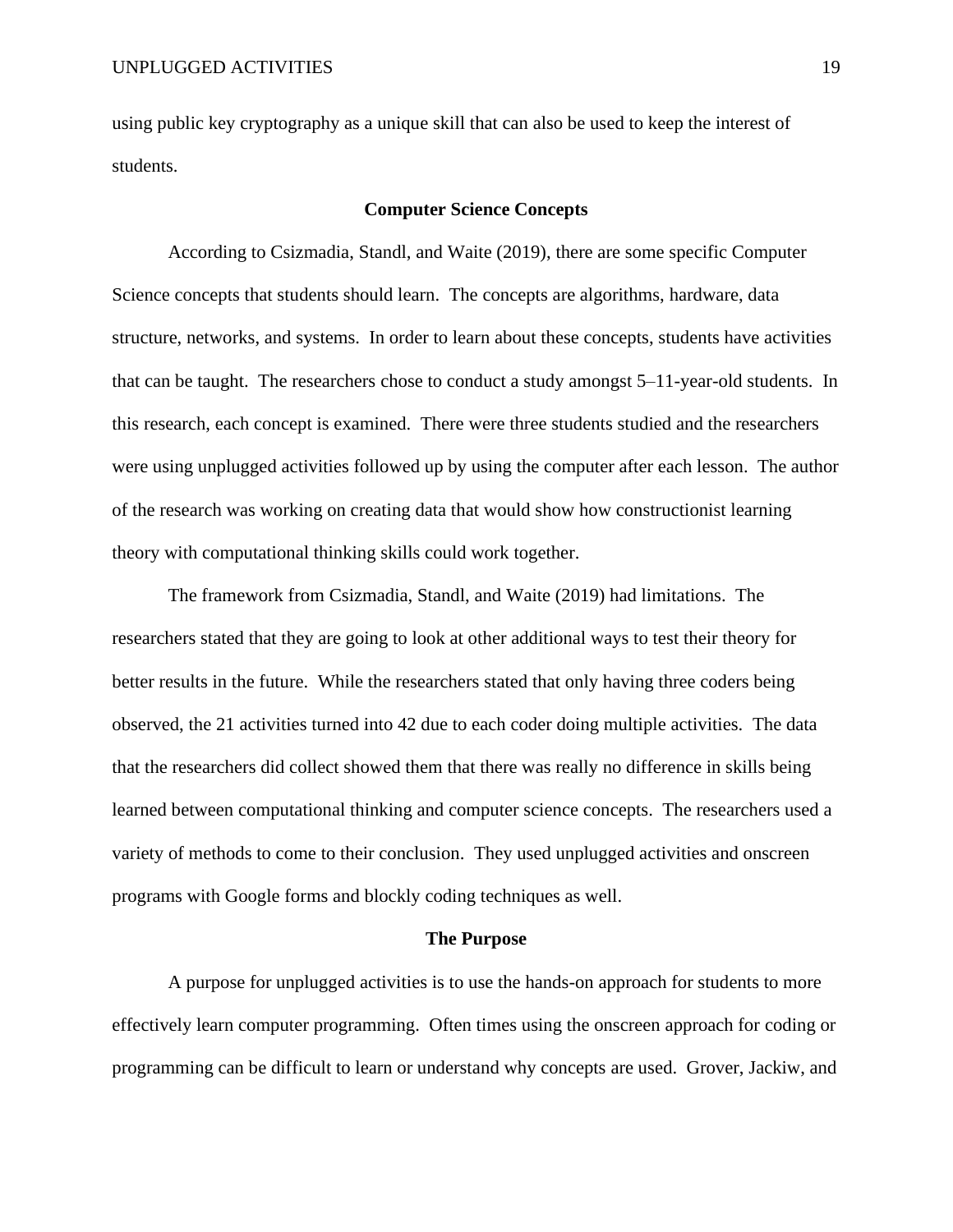using public key cryptography as a unique skill that can also be used to keep the interest of students.

## Computer Science Concepts

According to Csizmadia, Standl, and Waite (2019), there are some specific Computer Science concepts that students should learn. The concepts are algorithms, hardware, data structure, networks, and systems. In order to learn about these concepts, students have activities that can be taught. The researchers chose to conduct a study amongst 5–11-year-old students. In this research, each concept is examined. There were three students studied and the researchers were using unplugged activities followed up by using the computer after each lesson. The author of the research was working on creating data that would show how constructionist learning theory with computational thinking skills could work together.

The framework from Csizmadia, Standl, and Waite (2019) had limitations. The researchers stated that they are going to look at other additional ways to test their theory for better results in the future. While the researchers stated that only having three coders being observed, the 21 activities turned into 42 due to each coder doing multiple activities. The data that the researchers did collect showed them that there was really no difference in skills being learned between computational thinking and computer science concepts. The researchers used a variety of methods to come to their conclusion. They used unplugged activities and onscreen programs with Google forms and blockly coding techniques as well.

## The Purpose

A purpose for unplugged activities is to use the hands-on approach for students to more effectively learn computer programming. Often times using the onscreen approach for coding or programming can be difficult to learn or understand why concepts are used. Grover, Jackiw, and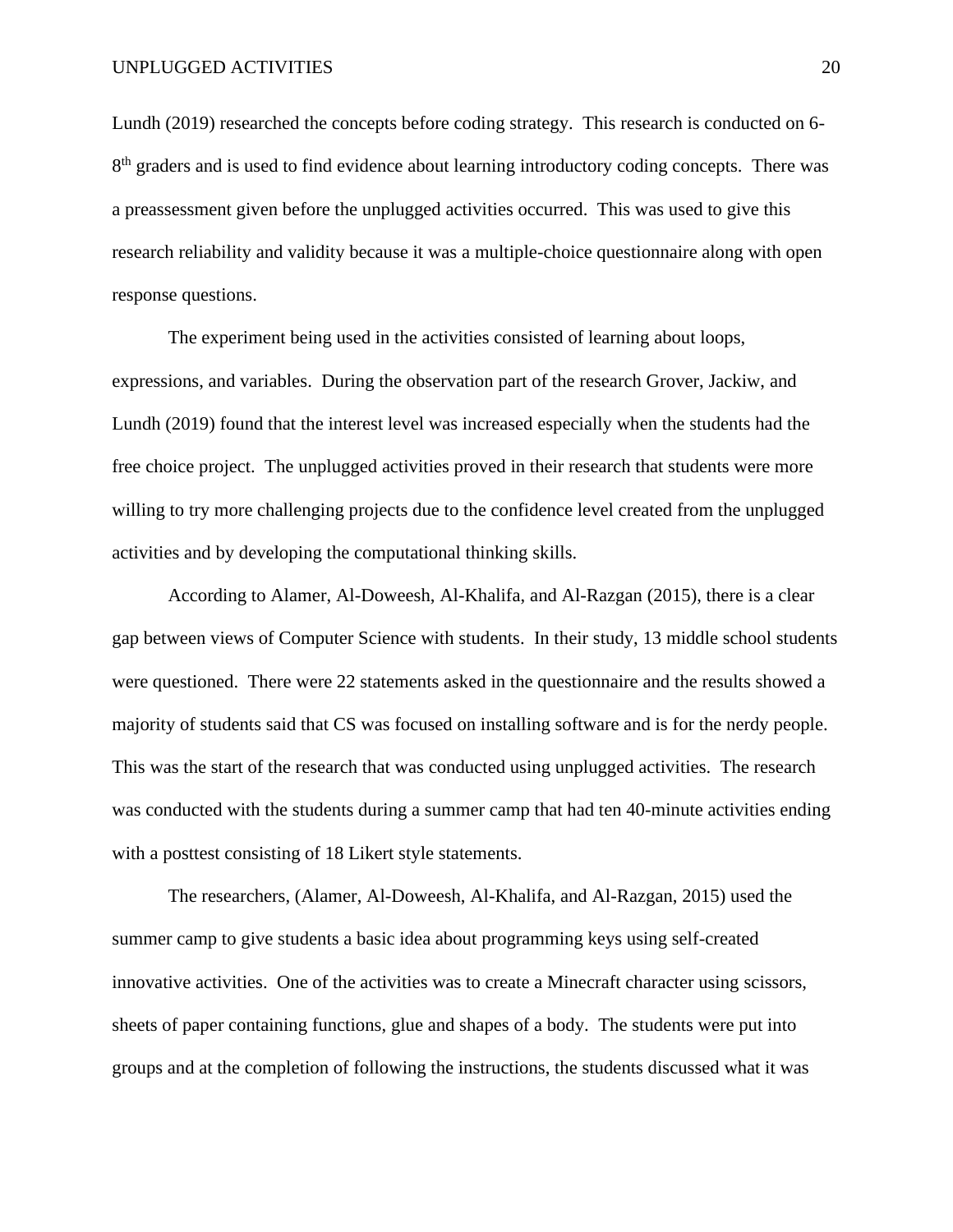Lundh (2019) researched the concepts before coding strategy. This research is conducted on 6-8th graders and is used to find evidence about learning introductory coding concepts. There was a preassessment given before the unplugged activities occurred. This was used to give this research reliability and validity because it was a multiple-choice questionnaire along with open response questions.

The experiment being used in the activities consisted of learning about loops, expressions, and variables. During the observation part of the research Grover, Jackiw, and Lundh (2019) found that the interest level was increased especially when the students had the free choice project. The unplugged activities proved in their research that students were more willing to try more challenging projects due to the confidence level created from the unplugged activities and by developing the computational thinking skills.

According to Alamer, Al-Doweesh, Al-Khalifa, and Al-Razgan (2015), there is a clear gap between views of Computer Science with students. In their study, 13 middle school students were questioned. There were 22 statements asked in the questionnaire and the results showed a majority of students said that CS was focused on installing software and is for the nerdy people. This was the start of the research that was conducted using unplugged activities. The research was conducted with the students during a summer camp that had ten 40-minute activities ending with a posttest consisting of 18 Likert style statements.

The researchers, (Alamer, Al-Doweesh, Al-Khalifa, and Al-Razgan, 2015) used the summer camp to give students a basic idea about programming keys using self-created innovative activities. One of the activities was to create a Minecraft character using scissors, sheets of paper containing functions, glue and shapes of a body. The students were put into groups and at the completion of following the instructions, the students discussed what it was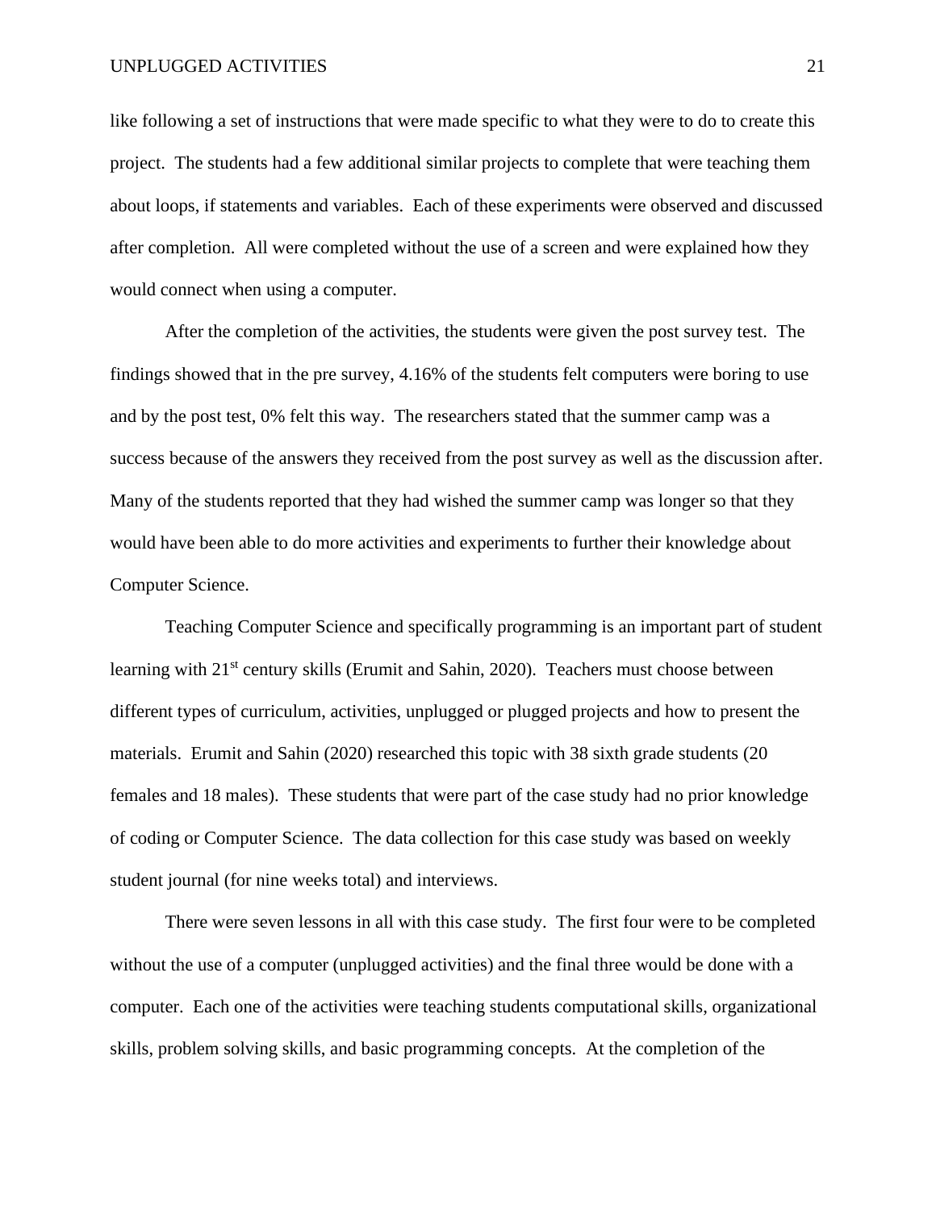like following a set of instructions that were made specific to what they were to do to create this project. The students had a few additional similar projects to complete that were teaching them about loops, if statements and variables. Each of these experiments were observed and discussed after completion. All were completed without the use of a screen and were explained how they would connect when using a computer.

After the completion of the activities, the students were given the post survey test. The findings showed that in the pre survey, 4.16% of the students felt computers were boring to use and by the post test, 0% felt this way. The researchers stated that the summer camp was a success because of the answers they received from the post survey as well as the discussion after. Many of the students reported that they had wished the summer camp was longer so that they would have been able to do more activities and experiments to further their knowledge about Computer Science.

Teaching Computer Science and specifically programming is an important part of student learning with 21st century skills (Erumit and Sahin, 2020). Teachers must choose between different types of curriculum, activities, unplugged or plugged projects and how to present the materials. Erumit and Sahin (2020) researched this topic with 38 sixth grade students (20 females and 18 males). These students that were part of the case study had no prior knowledge of coding or Computer Science. The data collection for this case study was based on weekly student journal (for nine weeks total) and interviews.

There were seven lessons in all with this case study. The first four were to be completed without the use of a computer (unplugged activities) and the final three would be done with a computer. Each one of the activities were teaching students computational skills, organizational skills, problem solving skills, and basic programming concepts. At the completion of the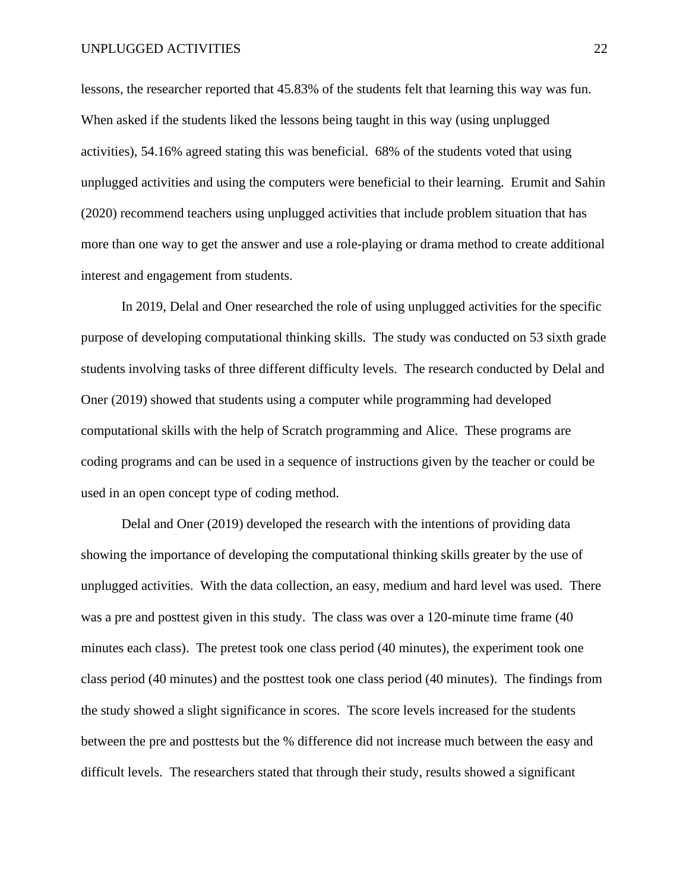lessons, the researcher reported that 45.83% of the students felt that learning this way was fun. When asked if the students liked the lessons being taught in this way (using unplugged activities), 54.16% agreed stating this was beneficial. 68% of the students voted that using unplugged activities and using the computers were beneficial to their learning. Erumit and Sahin (2020) recommend teachers using unplugged activities that include problem situation that has more than one way to get the answer and use a role-playing or drama method to create additional interest and engagement from students.

In 2019, Delal and Oner researched the role of using unplugged activities for the specific purpose of developing computational thinking skills. The study was conducted on 53 sixth grade students involving tasks of three different difficulty levels. The research conducted by Delal and Oner (2019) showed that students using a computer while programming had developed computational skills with the help of Scratch programming and Alice. These programs are coding programs and can be used in a sequence of instructions given by the teacher or could be used in an open concept type of coding method.

Delal and Oner (2019) developed the research with the intentions of providing data showing the importance of developing the computational thinking skills greater by the use of unplugged activities. With the data collection, an easy, medium and hard level was used. There was a pre and posttest given in this study. The class was over a 120-minute time frame (40 minutes each class). The pretest took one class period (40 minutes), the experiment took one class period (40 minutes) and the posttest took one class period (40 minutes). The findings from the study showed a slight significance in scores. The score levels increased for the students between the pre and posttests but the % difference did not increase much between the easy and difficult levels. The researchers stated that through their study, results showed a significant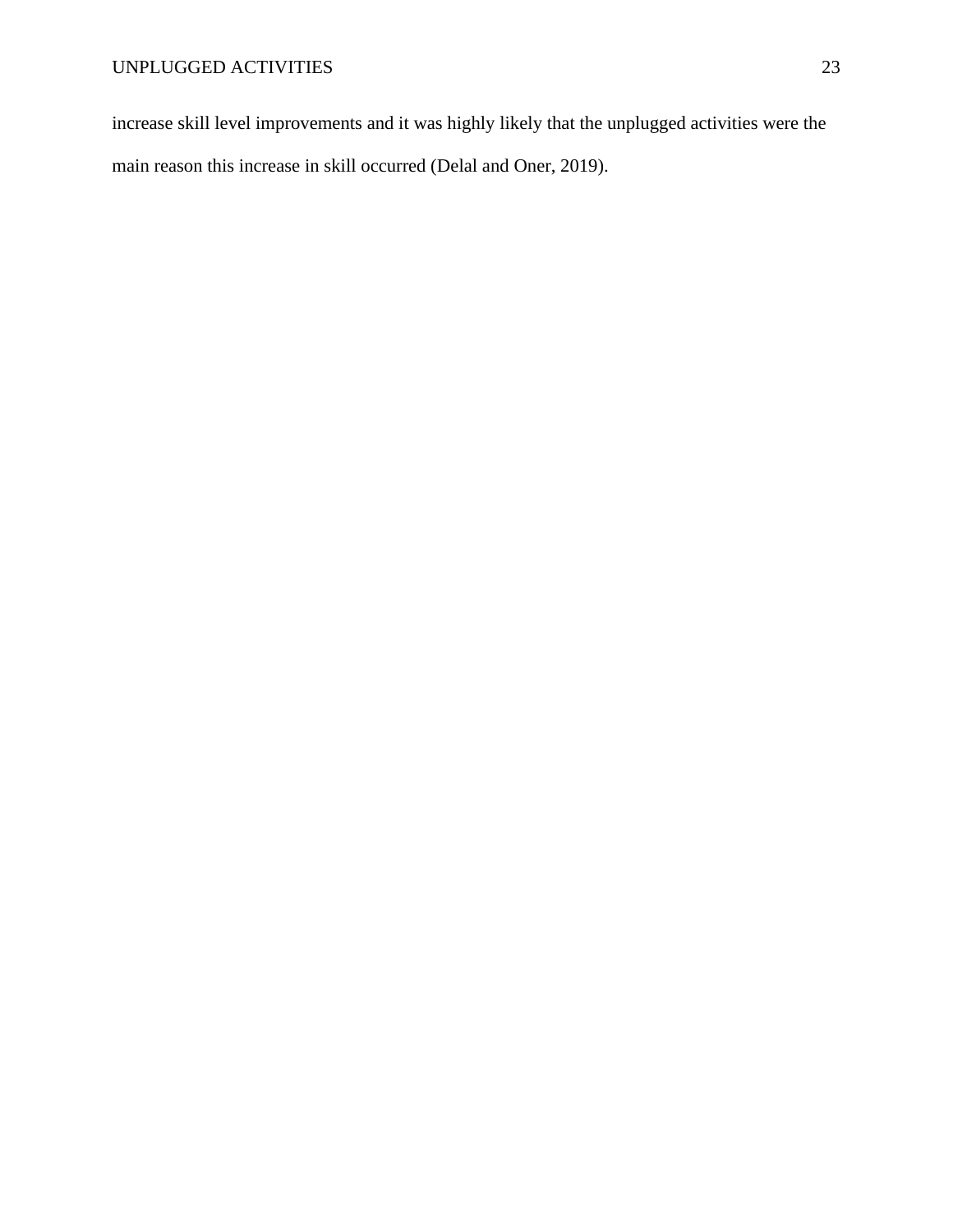increase skill level improvements and it was highly likely that the unplugged activities were the main reason this increase in skill occurred (Delal and Oner, 2019).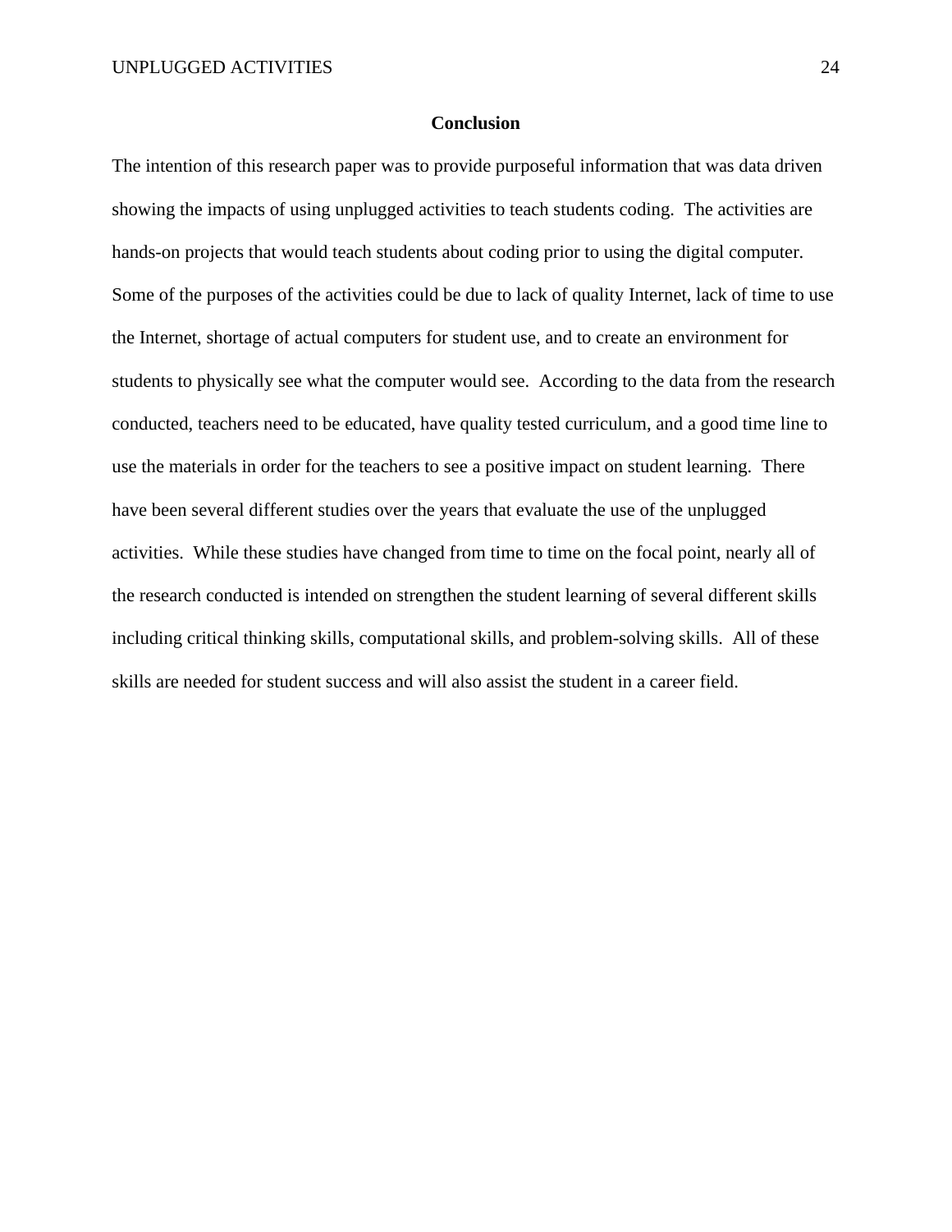## Conclusion

The intention of this research paper was to provide purposeful information that was data driven showing the impacts of using unplugged activities to teach students coding.  The activities are hands-on projects that would teach students about coding prior to using the digital computer. Some of the purposes of the activities could be due to lack of quality Internet, lack of time to use the Internet, shortage of actual computers for student use, and to create an environment for students to physically see what the computer would see.  According to the data from the research conducted, teachers need to be educated, have quality tested curriculum, and a good time line to use the materials in order for the teachers to see a positive impact on student learning.  There have been several different studies over the years that evaluate the use of the unplugged activities.  While these studies have changed from time to time on the focal point, nearly all of the research conducted is intended on strengthen the student learning of several different skills including critical thinking skills, computational skills, and problem-solving skills.  All of these skills are needed for student success and will also assist the student in a career field.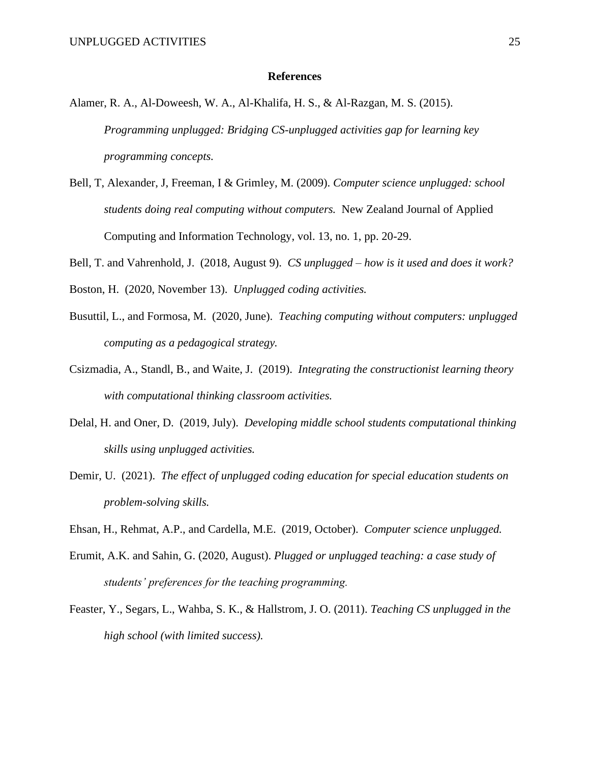# References

Alamer, R. A., Al-Doweesh, W. A., Al-Khalifa, H. S., & Al-Razgan, M. S. (2015). *Programming unplugged: Bridging CS-unplugged activities gap for learning key programming concepts.*

Bell, T, Alexander, J, Freeman, I & Grimley, M. (2009). *Computer science unplugged: school students doing real computing without computers.* New Zealand Journal of Applied Computing and Information Technology, vol. 13, no. 1, pp. 20-29.

Bell, T. and Vahrenhold, J. (2018, August 9). *CS unplugged – how is it used and does it work?*

Boston, H. (2020, November 13). *Unplugged coding activities.*

Busuttil, L., and Formosa, M. (2020, June). *Teaching computing without computers: unplugged computing as a pedagogical strategy.*

Csizmadia, A., Standl, B., and Waite, J. (2019). *Integrating the constructionist learning theory with computational thinking classroom activities.*

Delal, H. and Oner, D. (2019, July). *Developing middle school students computational thinking skills using unplugged activities.*

Demir, U. (2021). *The effect of unplugged coding education for special education students on problem-solving skills.*

Ehsan, H., Rehmat, A.P., and Cardella, M.E. (2019, October). *Computer science unplugged.*

Erumit, A.K. and Sahin, G. (2020, August). *Plugged or unplugged teaching: a case study of students' preferences for the teaching programming.*

Feaster, Y., Segars, L., Wahba, S. K., & Hallstrom, J. O. (2011). *Teaching CS unplugged in the high school (with limited success).*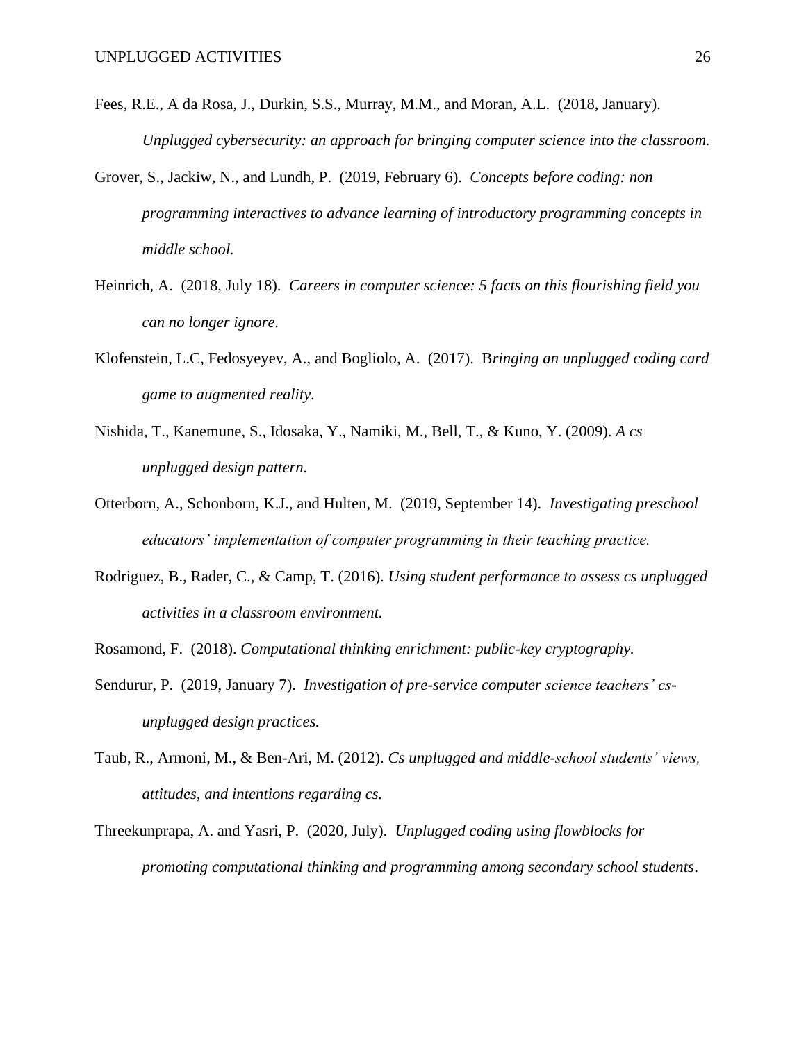Fees, R.E., A da Rosa, J., Durkin, S.S., Murray, M.M., and Moran, A.L. (2018, January). *Unplugged cybersecurity: an approach for bringing computer science into the classroom.*

Grover, S., Jackiw, N., and Lundh, P. (2019, February 6). *Concepts before coding: non programming interactives to advance learning of introductory programming concepts in middle school.*

Heinrich, A. (2018, July 18). *Careers in computer science: 5 facts on this flourishing field you can no longer ignore.*

Klofenstein, L.C, Fedosyeyev, A., and Bogliolo, A. (2017). B*ringing an unplugged coding card game to augmented reality.*

Nishida, T., Kanemune, S., Idosaka, Y., Namiki, M., Bell, T., & Kuno, Y. (2009). *A cs unplugged design pattern.*

Otterborn, A., Schonborn, K.J., and Hulten, M. (2019, September 14). *Investigating preschool educators' implementation of computer programming in their teaching practice.*

Rodriguez, B., Rader, C., & Camp, T. (2016). *Using student performance to assess cs unplugged activities in a classroom environment.*

Rosamond, F. (2018). *Computational thinking enrichment: public-key cryptography.*

Sendurur, P. (2019, January 7). *Investigation of pre-service computer science teachers' cs-unplugged design practices.*

Taub, R., Armoni, M., & Ben-Ari, M. (2012). *Cs unplugged and middle-school students' views, attitudes, and intentions regarding cs.*

Threekunprapa, A. and Yasri, P. (2020, July). *Unplugged coding using flowblocks for promoting computational thinking and programming among secondary school students*.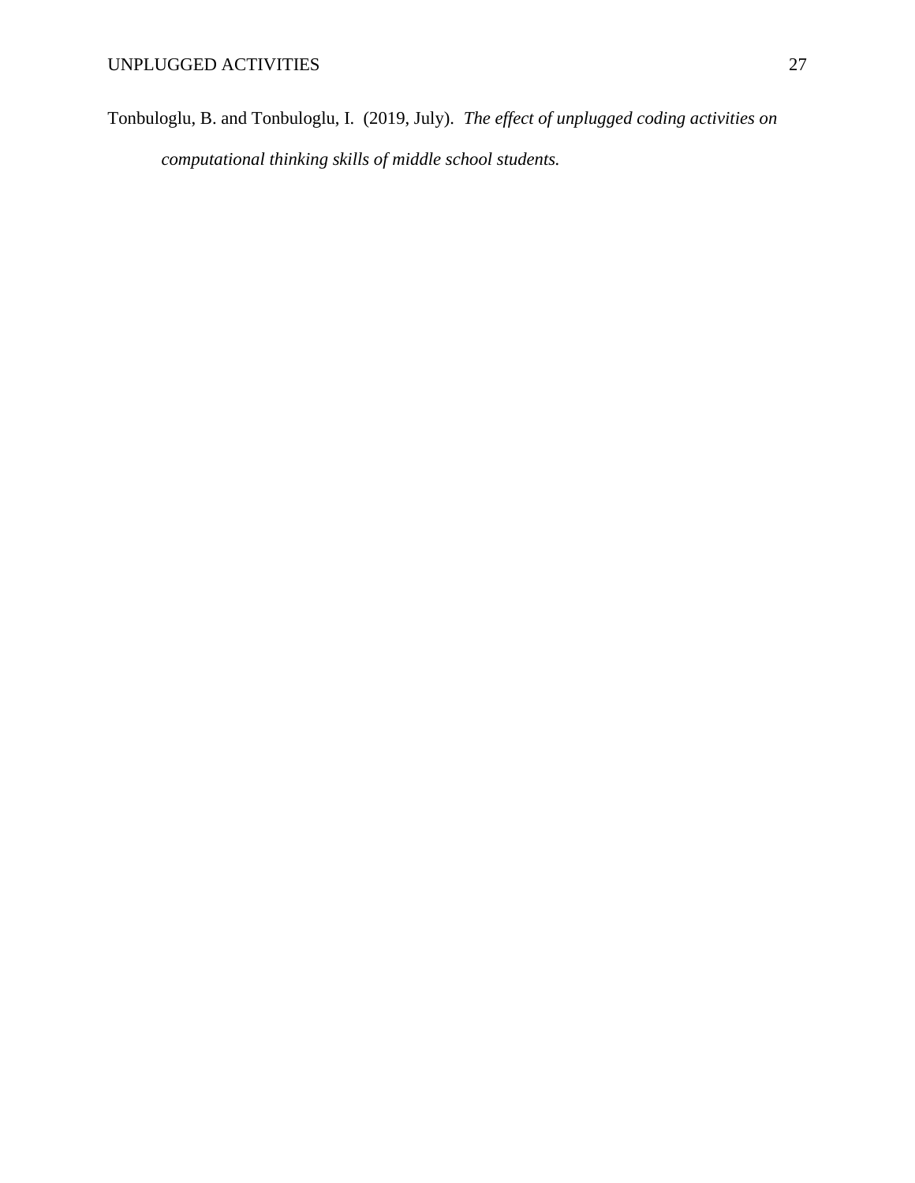Tonbuloglu, B. and Tonbuloglu, I. (2019, July). *The effect of unplugged coding activities on computational thinking skills of middle school students.*